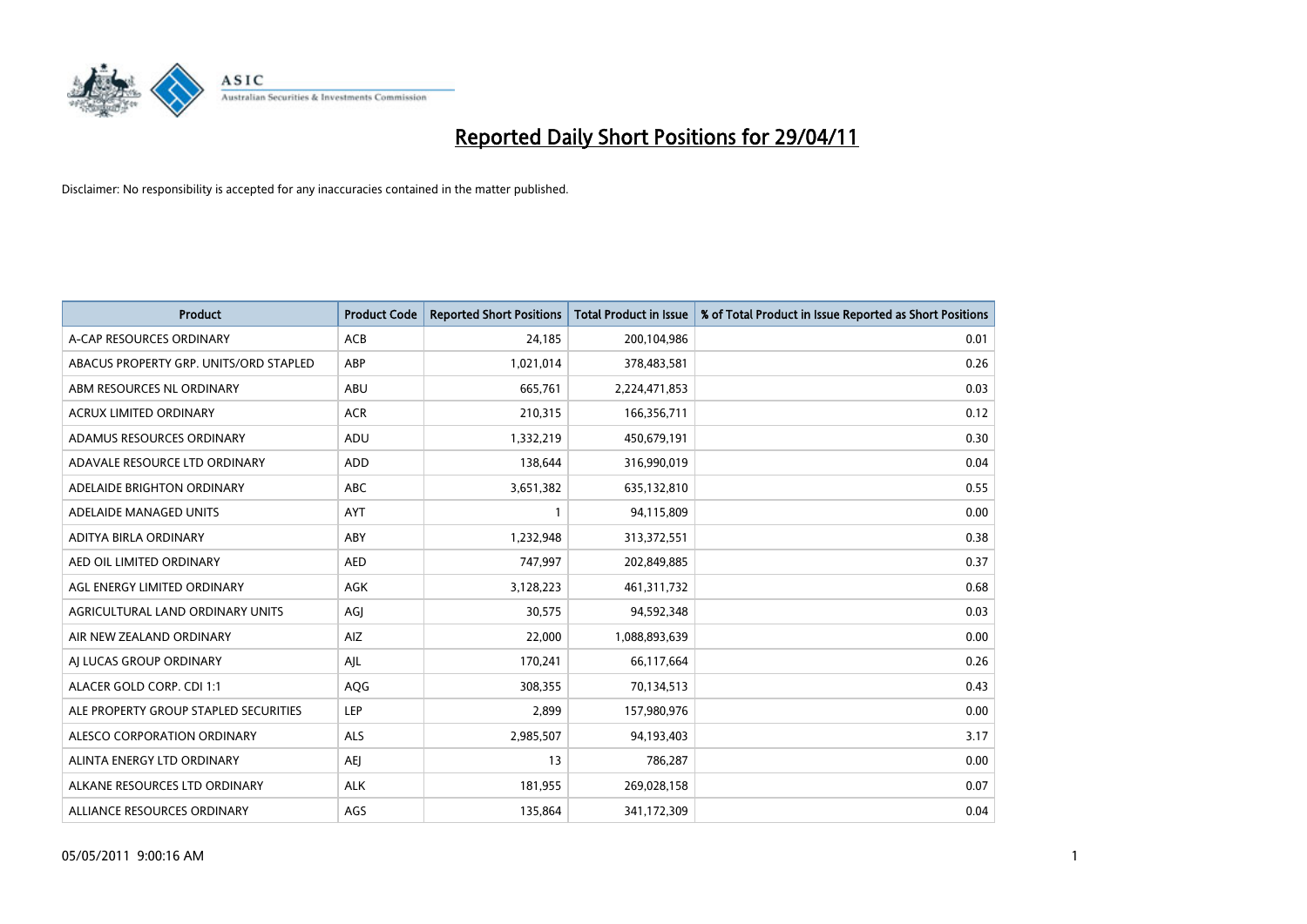# Reported Daily Short Positions for 29/04/11

Disclaimer: No responsibility is accepted for any inaccuracies contained in the matter published.

| Product | Product Code | Reported Short Positions | Total Product in Issue | % of Total Product in Issue Reported as Short Positions |
|---|---|---|---|---|
| A-CAP RESOURCES ORDINARY | ACB | 24,185 | 200,104,986 | 0.01 |
| ABACUS PROPERTY GRP. UNITS/ORD STAPLED | ABP | 1,021,014 | 378,483,581 | 0.26 |
| ABM RESOURCES NL ORDINARY | ABU | 665,761 | 2,224,471,853 | 0.03 |
| ACRUX LIMITED ORDINARY | ACR | 210,315 | 166,356,711 | 0.12 |
| ADAMUS RESOURCES ORDINARY | ADU | 1,332,219 | 450,679,191 | 0.30 |
| ADAVALE RESOURCE LTD ORDINARY | ADD | 138,644 | 316,990,019 | 0.04 |
| ADELAIDE BRIGHTON ORDINARY | ABC | 3,651,382 | 635,132,810 | 0.55 |
| ADELAIDE MANAGED UNITS | AYT | 1 | 94,115,809 | 0.00 |
| ADITYA BIRLA ORDINARY | ABY | 1,232,948 | 313,372,551 | 0.38 |
| AED OIL LIMITED ORDINARY | AED | 747,997 | 202,849,885 | 0.37 |
| AGL ENERGY LIMITED ORDINARY | AGK | 3,128,223 | 461,311,732 | 0.68 |
| AGRICULTURAL LAND ORDINARY UNITS | AGJ | 30,575 | 94,592,348 | 0.03 |
| AIR NEW ZEALAND ORDINARY | AIZ | 22,000 | 1,088,893,639 | 0.00 |
| AJ LUCAS GROUP ORDINARY | AJL | 170,241 | 66,117,664 | 0.26 |
| ALACER GOLD CORP. CDI 1:1 | AQG | 308,355 | 70,134,513 | 0.43 |
| ALE PROPERTY GROUP STAPLED SECURITIES | LEP | 2,899 | 157,980,976 | 0.00 |
| ALESCO CORPORATION ORDINARY | ALS | 2,985,507 | 94,193,403 | 3.17 |
| ALINTA ENERGY LTD ORDINARY | AEJ | 13 | 786,287 | 0.00 |
| ALKANE RESOURCES LTD ORDINARY | ALK | 181,955 | 269,028,158 | 0.07 |
| ALLIANCE RESOURCES ORDINARY | AGS | 135,864 | 341,172,309 | 0.04 |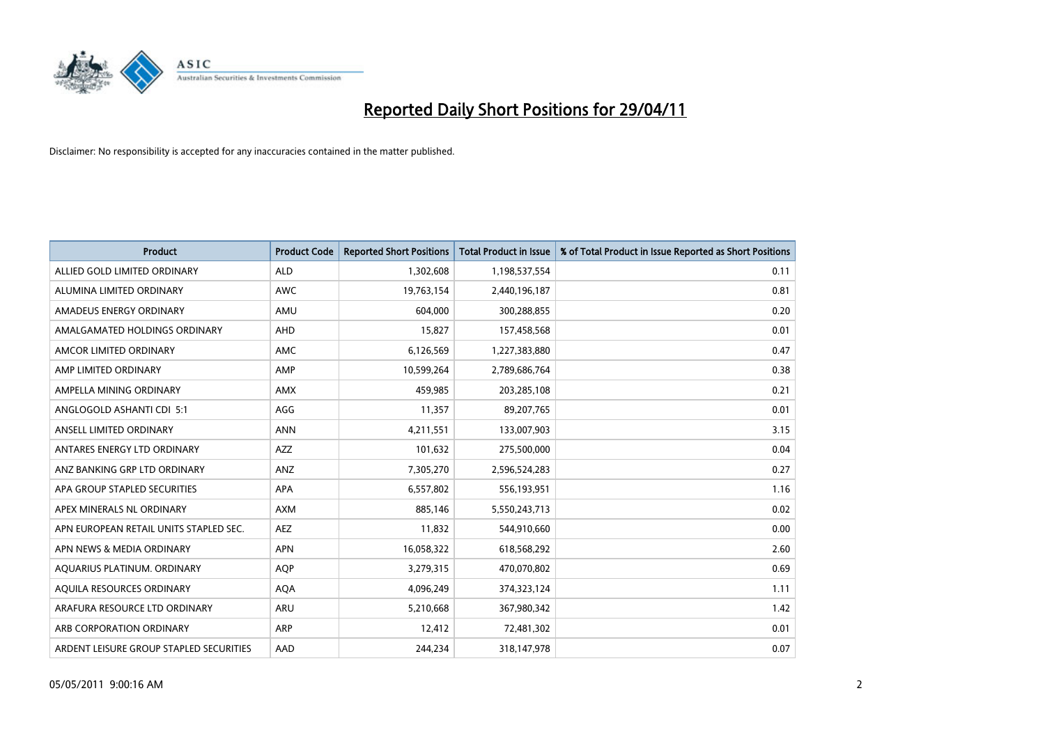# Reported Daily Short Positions for 29/04/11

Disclaimer: No responsibility is accepted for any inaccuracies contained in the matter published.

| Product | Product Code | Reported Short Positions | Total Product in Issue | % of Total Product in Issue Reported as Short Positions |
|---|---|---|---|---|
| ALLIED GOLD LIMITED ORDINARY | ALD | 1,302,608 | 1,198,537,554 | 0.11 |
| ALUMINA LIMITED ORDINARY | AWC | 19,763,154 | 2,440,196,187 | 0.81 |
| AMADEUS ENERGY ORDINARY | AMU | 604,000 | 300,288,855 | 0.20 |
| AMALGAMATED HOLDINGS ORDINARY | AHD | 15,827 | 157,458,568 | 0.01 |
| AMCOR LIMITED ORDINARY | AMC | 6,126,569 | 1,227,383,880 | 0.47 |
| AMP LIMITED ORDINARY | AMP | 10,599,264 | 2,789,686,764 | 0.38 |
| AMPELLA MINING ORDINARY | AMX | 459,985 | 203,285,108 | 0.21 |
| ANGLOGOLD ASHANTI CDI 5:1 | AGG | 11,357 | 89,207,765 | 0.01 |
| ANSELL LIMITED ORDINARY | ANN | 4,211,551 | 133,007,903 | 3.15 |
| ANTARES ENERGY LTD ORDINARY | AZZ | 101,632 | 275,500,000 | 0.04 |
| ANZ BANKING GRP LTD ORDINARY | ANZ | 7,305,270 | 2,596,524,283 | 0.27 |
| APA GROUP STAPLED SECURITIES | APA | 6,557,802 | 556,193,951 | 1.16 |
| APEX MINERALS NL ORDINARY | AXM | 885,146 | 5,550,243,713 | 0.02 |
| APN EUROPEAN RETAIL UNITS STAPLED SEC. | AEZ | 11,832 | 544,910,660 | 0.00 |
| APN NEWS & MEDIA ORDINARY | APN | 16,058,322 | 618,568,292 | 2.60 |
| AQUARIUS PLATINUM. ORDINARY | AQP | 3,279,315 | 470,070,802 | 0.69 |
| AQUILA RESOURCES ORDINARY | AQA | 4,096,249 | 374,323,124 | 1.11 |
| ARAFURA RESOURCE LTD ORDINARY | ARU | 5,210,668 | 367,980,342 | 1.42 |
| ARB CORPORATION ORDINARY | ARP | 12,412 | 72,481,302 | 0.01 |
| ARDENT LEISURE GROUP STAPLED SECURITIES | AAD | 244,234 | 318,147,978 | 0.07 |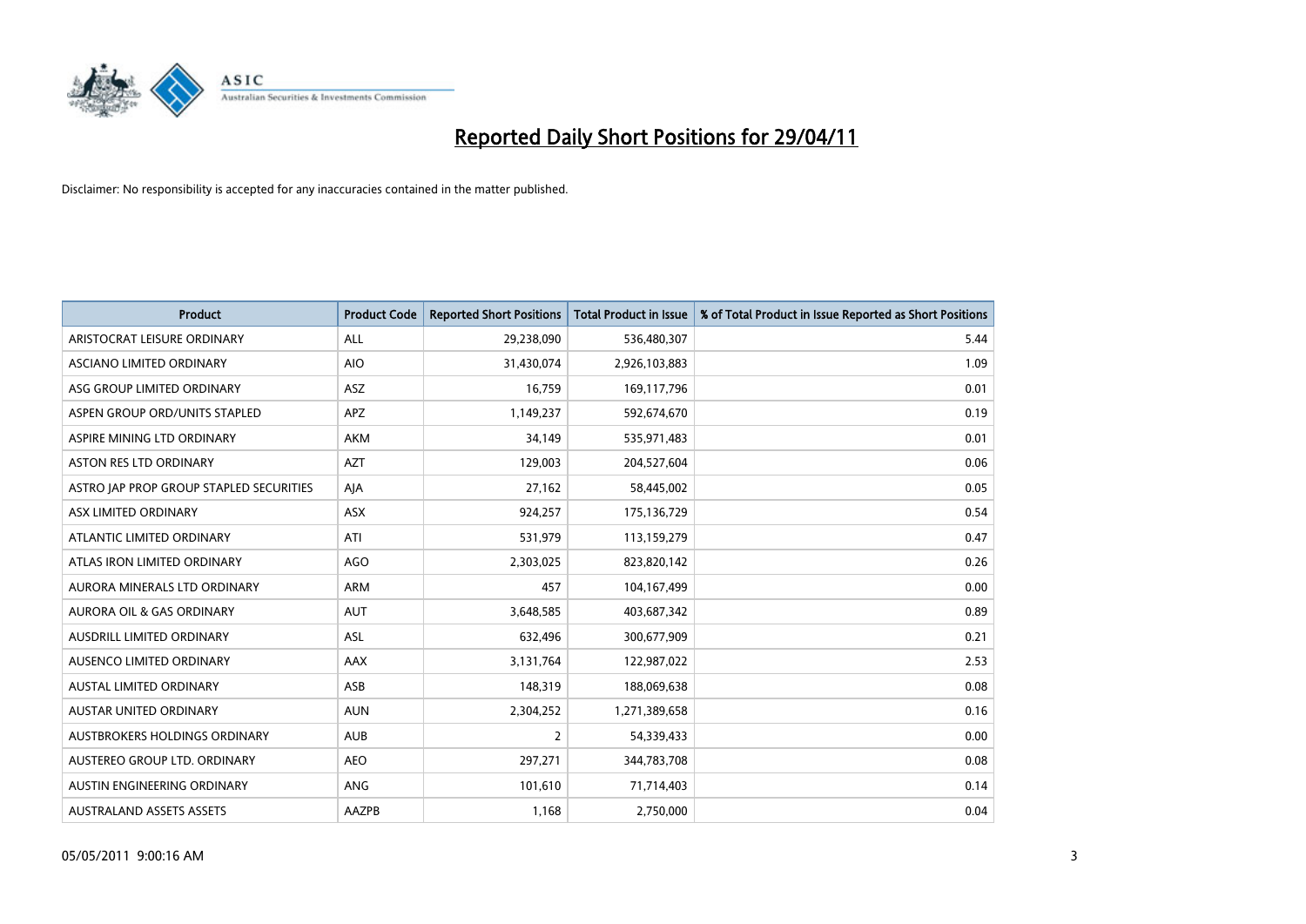# Reported Daily Short Positions for 29/04/11

Disclaimer: No responsibility is accepted for any inaccuracies contained in the matter published.

| Product | Product Code | Reported Short Positions | Total Product in Issue | % of Total Product in Issue Reported as Short Positions |
|---|---|---|---|---|
| ARISTOCRAT LEISURE ORDINARY | ALL | 29,238,090 | 536,480,307 | 5.44 |
| ASCIANO LIMITED ORDINARY | AIO | 31,430,074 | 2,926,103,883 | 1.09 |
| ASG GROUP LIMITED ORDINARY | ASZ | 16,759 | 169,117,796 | 0.01 |
| ASPEN GROUP ORD/UNITS STAPLED | APZ | 1,149,237 | 592,674,670 | 0.19 |
| ASPIRE MINING LTD ORDINARY | AKM | 34,149 | 535,971,483 | 0.01 |
| ASTON RES LTD ORDINARY | AZT | 129,003 | 204,527,604 | 0.06 |
| ASTRO JAP PROP GROUP STAPLED SECURITIES | AJA | 27,162 | 58,445,002 | 0.05 |
| ASX LIMITED ORDINARY | ASX | 924,257 | 175,136,729 | 0.54 |
| ATLANTIC LIMITED ORDINARY | ATI | 531,979 | 113,159,279 | 0.47 |
| ATLAS IRON LIMITED ORDINARY | AGO | 2,303,025 | 823,820,142 | 0.26 |
| AURORA MINERALS LTD ORDINARY | ARM | 457 | 104,167,499 | 0.00 |
| AURORA OIL & GAS ORDINARY | AUT | 3,648,585 | 403,687,342 | 0.89 |
| AUSDRILL LIMITED ORDINARY | ASL | 632,496 | 300,677,909 | 0.21 |
| AUSENCO LIMITED ORDINARY | AAX | 3,131,764 | 122,987,022 | 2.53 |
| AUSTAL LIMITED ORDINARY | ASB | 148,319 | 188,069,638 | 0.08 |
| AUSTAR UNITED ORDINARY | AUN | 2,304,252 | 1,271,389,658 | 0.16 |
| AUSTBROKERS HOLDINGS ORDINARY | AUB | 2 | 54,339,433 | 0.00 |
| AUSTEREO GROUP LTD. ORDINARY | AEO | 297,271 | 344,783,708 | 0.08 |
| AUSTIN ENGINEERING ORDINARY | ANG | 101,610 | 71,714,403 | 0.14 |
| AUSTRALAND ASSETS ASSETS | AAZPB | 1,168 | 2,750,000 | 0.04 |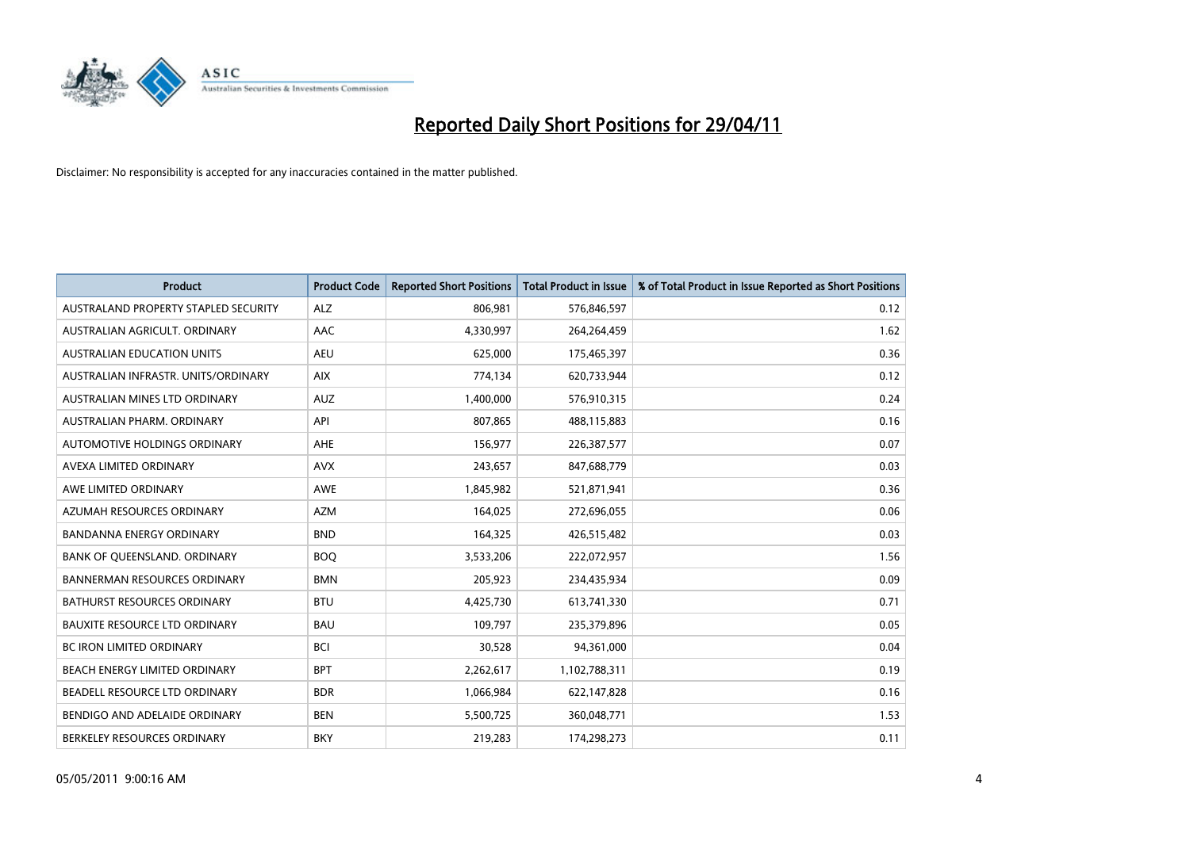# Reported Daily Short Positions for 29/04/11

Disclaimer: No responsibility is accepted for any inaccuracies contained in the matter published.

| Product | Product Code | Reported Short Positions | Total Product in Issue | % of Total Product in Issue Reported as Short Positions |
|---|---|---|---|---|
| AUSTRALAND PROPERTY STAPLED SECURITY | ALZ | 806,981 | 576,846,597 | 0.12 |
| AUSTRALIAN AGRICULT. ORDINARY | AAC | 4,330,997 | 264,264,459 | 1.62 |
| AUSTRALIAN EDUCATION UNITS | AEU | 625,000 | 175,465,397 | 0.36 |
| AUSTRALIAN INFRASTR. UNITS/ORDINARY | AIX | 774,134 | 620,733,944 | 0.12 |
| AUSTRALIAN MINES LTD ORDINARY | AUZ | 1,400,000 | 576,910,315 | 0.24 |
| AUSTRALIAN PHARM. ORDINARY | API | 807,865 | 488,115,883 | 0.16 |
| AUTOMOTIVE HOLDINGS ORDINARY | AHE | 156,977 | 226,387,577 | 0.07 |
| AVEXA LIMITED ORDINARY | AVX | 243,657 | 847,688,779 | 0.03 |
| AWE LIMITED ORDINARY | AWE | 1,845,982 | 521,871,941 | 0.36 |
| AZUMAH RESOURCES ORDINARY | AZM | 164,025 | 272,696,055 | 0.06 |
| BANDANNA ENERGY ORDINARY | BND | 164,325 | 426,515,482 | 0.03 |
| BANK OF QUEENSLAND. ORDINARY | BOQ | 3,533,206 | 222,072,957 | 1.56 |
| BANNERMAN RESOURCES ORDINARY | BMN | 205,923 | 234,435,934 | 0.09 |
| BATHURST RESOURCES ORDINARY | BTU | 4,425,730 | 613,741,330 | 0.71 |
| BAUXITE RESOURCE LTD ORDINARY | BAU | 109,797 | 235,379,896 | 0.05 |
| BC IRON LIMITED ORDINARY | BCI | 30,528 | 94,361,000 | 0.04 |
| BEACH ENERGY LIMITED ORDINARY | BPT | 2,262,617 | 1,102,788,311 | 0.19 |
| BEADELL RESOURCE LTD ORDINARY | BDR | 1,066,984 | 622,147,828 | 0.16 |
| BENDIGO AND ADELAIDE ORDINARY | BEN | 5,500,725 | 360,048,771 | 1.53 |
| BERKELEY RESOURCES ORDINARY | BKY | 219,283 | 174,298,273 | 0.11 |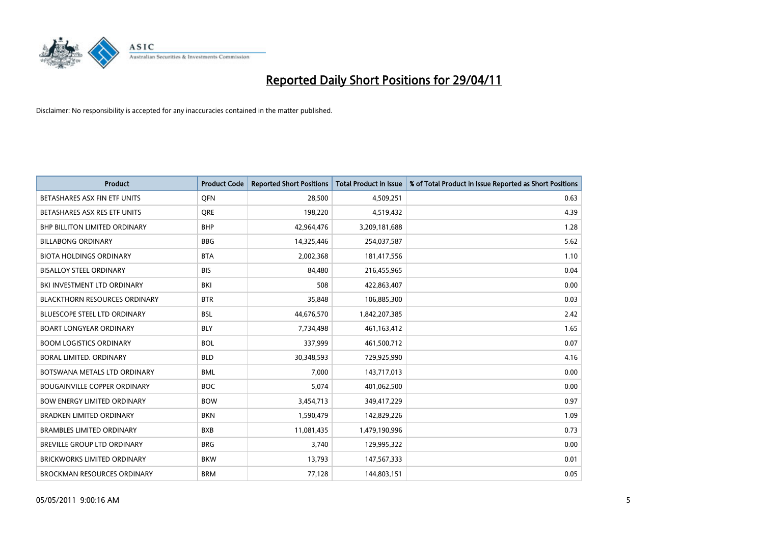# Reported Daily Short Positions for 29/04/11

Disclaimer: No responsibility is accepted for any inaccuracies contained in the matter published.

| Product | Product Code | Reported Short Positions | Total Product in Issue | % of Total Product in Issue Reported as Short Positions |
|---|---|---|---|---|
| BETASHARES ASX FIN ETF UNITS | QFN | 28,500 | 4,509,251 | 0.63 |
| BETASHARES ASX RES ETF UNITS | QRE | 198,220 | 4,519,432 | 4.39 |
| BHP BILLITON LIMITED ORDINARY | BHP | 42,964,476 | 3,209,181,688 | 1.28 |
| BILLABONG ORDINARY | BBG | 14,325,446 | 254,037,587 | 5.62 |
| BIOTA HOLDINGS ORDINARY | BTA | 2,002,368 | 181,417,556 | 1.10 |
| BISALLOY STEEL ORDINARY | BIS | 84,480 | 216,455,965 | 0.04 |
| BKI INVESTMENT LTD ORDINARY | BKI | 508 | 422,863,407 | 0.00 |
| BLACKTHORN RESOURCES ORDINARY | BTR | 35,848 | 106,885,300 | 0.03 |
| BLUESCOPE STEEL LTD ORDINARY | BSL | 44,676,570 | 1,842,207,385 | 2.42 |
| BOART LONGYEAR ORDINARY | BLY | 7,734,498 | 461,163,412 | 1.65 |
| BOOM LOGISTICS ORDINARY | BOL | 337,999 | 461,500,712 | 0.07 |
| BORAL LIMITED. ORDINARY | BLD | 30,348,593 | 729,925,990 | 4.16 |
| BOTSWANA METALS LTD ORDINARY | BML | 7,000 | 143,717,013 | 0.00 |
| BOUGAINVILLE COPPER ORDINARY | BOC | 5,074 | 401,062,500 | 0.00 |
| BOW ENERGY LIMITED ORDINARY | BOW | 3,454,713 | 349,417,229 | 0.97 |
| BRADKEN LIMITED ORDINARY | BKN | 1,590,479 | 142,829,226 | 1.09 |
| BRAMBLES LIMITED ORDINARY | BXB | 11,081,435 | 1,479,190,996 | 0.73 |
| BREVILLE GROUP LTD ORDINARY | BRG | 3,740 | 129,995,322 | 0.00 |
| BRICKWORKS LIMITED ORDINARY | BKW | 13,793 | 147,567,333 | 0.01 |
| BROCKMAN RESOURCES ORDINARY | BRM | 77,128 | 144,803,151 | 0.05 |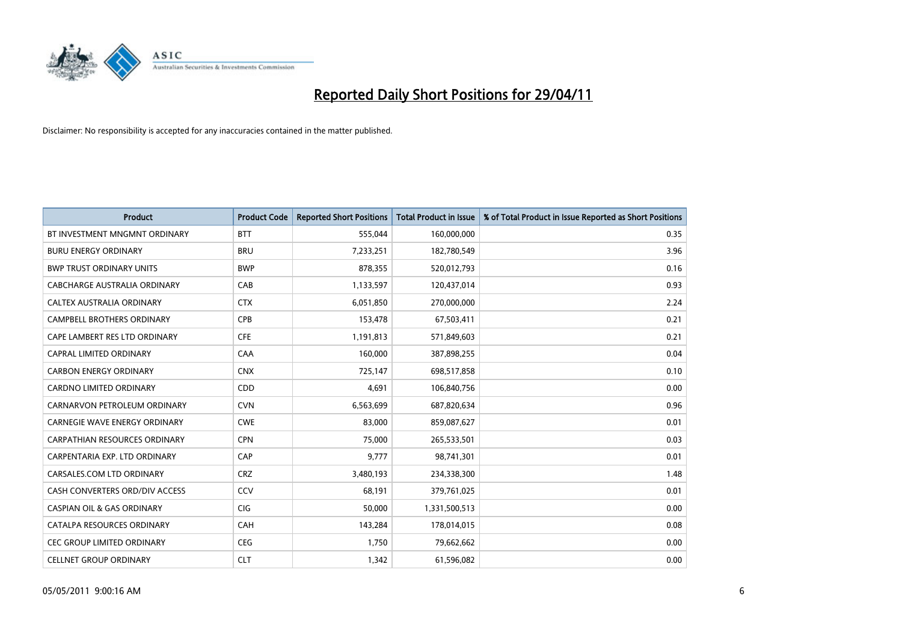# Reported Daily Short Positions for 29/04/11

Disclaimer: No responsibility is accepted for any inaccuracies contained in the matter published.

| Product | Product Code | Reported Short Positions | Total Product in Issue | % of Total Product in Issue Reported as Short Positions |
|---|---|---|---|---|
| BT INVESTMENT MNGMNT ORDINARY | BTT | 555,044 | 160,000,000 | 0.35 |
| BURU ENERGY ORDINARY | BRU | 7,233,251 | 182,780,549 | 3.96 |
| BWP TRUST ORDINARY UNITS | BWP | 878,355 | 520,012,793 | 0.16 |
| CABCHARGE AUSTRALIA ORDINARY | CAB | 1,133,597 | 120,437,014 | 0.93 |
| CALTEX AUSTRALIA ORDINARY | CTX | 6,051,850 | 270,000,000 | 2.24 |
| CAMPBELL BROTHERS ORDINARY | CPB | 153,478 | 67,503,411 | 0.21 |
| CAPE LAMBERT RES LTD ORDINARY | CFE | 1,191,813 | 571,849,603 | 0.21 |
| CAPRAL LIMITED ORDINARY | CAA | 160,000 | 387,898,255 | 0.04 |
| CARBON ENERGY ORDINARY | CNX | 725,147 | 698,517,858 | 0.10 |
| CARDNO LIMITED ORDINARY | CDD | 4,691 | 106,840,756 | 0.00 |
| CARNARVON PETROLEUM ORDINARY | CVN | 6,563,699 | 687,820,634 | 0.96 |
| CARNEGIE WAVE ENERGY ORDINARY | CWE | 83,000 | 859,087,627 | 0.01 |
| CARPATHIAN RESOURCES ORDINARY | CPN | 75,000 | 265,533,501 | 0.03 |
| CARPENTARIA EXP. LTD ORDINARY | CAP | 9,777 | 98,741,301 | 0.01 |
| CARSALES.COM LTD ORDINARY | CRZ | 3,480,193 | 234,338,300 | 1.48 |
| CASH CONVERTERS ORD/DIV ACCESS | CCV | 68,191 | 379,761,025 | 0.01 |
| CASPIAN OIL & GAS ORDINARY | CIG | 50,000 | 1,331,500,513 | 0.00 |
| CATALPA RESOURCES ORDINARY | CAH | 143,284 | 178,014,015 | 0.08 |
| CEC GROUP LIMITED ORDINARY | CEG | 1,750 | 79,662,662 | 0.00 |
| CELLNET GROUP ORDINARY | CLT | 1,342 | 61,596,082 | 0.00 |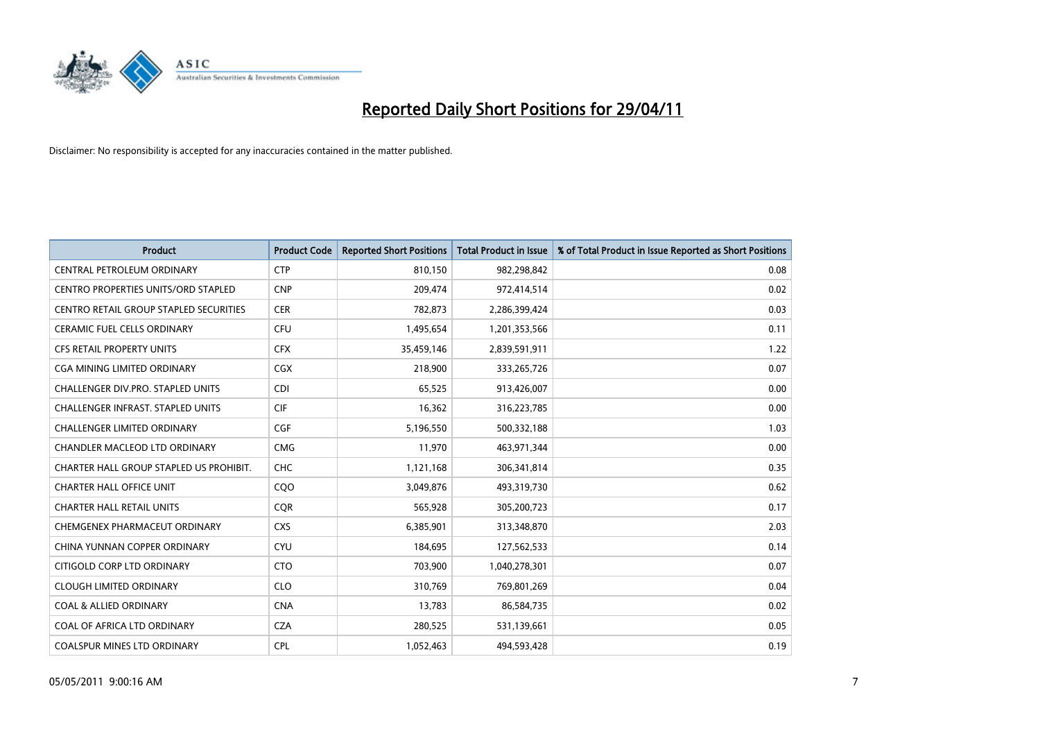# Reported Daily Short Positions for 29/04/11

Disclaimer: No responsibility is accepted for any inaccuracies contained in the matter published.

| Product | Product Code | Reported Short Positions | Total Product in Issue | % of Total Product in Issue Reported as Short Positions |
|---|---|---|---|---|
| CENTRAL PETROLEUM ORDINARY | CTP | 810,150 | 982,298,842 | 0.08 |
| CENTRO PROPERTIES UNITS/ORD STAPLED | CNP | 209,474 | 972,414,514 | 0.02 |
| CENTRO RETAIL GROUP STAPLED SECURITIES | CER | 782,873 | 2,286,399,424 | 0.03 |
| CERAMIC FUEL CELLS ORDINARY | CFU | 1,495,654 | 1,201,353,566 | 0.11 |
| CFS RETAIL PROPERTY UNITS | CFX | 35,459,146 | 2,839,591,911 | 1.22 |
| CGA MINING LIMITED ORDINARY | CGX | 218,900 | 333,265,726 | 0.07 |
| CHALLENGER DIV.PRO. STAPLED UNITS | CDI | 65,525 | 913,426,007 | 0.00 |
| CHALLENGER INFRAST. STAPLED UNITS | CIF | 16,362 | 316,223,785 | 0.00 |
| CHALLENGER LIMITED ORDINARY | CGF | 5,196,550 | 500,332,188 | 1.03 |
| CHANDLER MACLEOD LTD ORDINARY | CMG | 11,970 | 463,971,344 | 0.00 |
| CHARTER HALL GROUP STAPLED US PROHIBIT. | CHC | 1,121,168 | 306,341,814 | 0.35 |
| CHARTER HALL OFFICE UNIT | CQO | 3,049,876 | 493,319,730 | 0.62 |
| CHARTER HALL RETAIL UNITS | CQR | 565,928 | 305,200,723 | 0.17 |
| CHEMGENEX PHARMACEUT ORDINARY | CXS | 6,385,901 | 313,348,870 | 2.03 |
| CHINA YUNNAN COPPER ORDINARY | CYU | 184,695 | 127,562,533 | 0.14 |
| CITIGOLD CORP LTD ORDINARY | CTO | 703,900 | 1,040,278,301 | 0.07 |
| CLOUGH LIMITED ORDINARY | CLO | 310,769 | 769,801,269 | 0.04 |
| COAL & ALLIED ORDINARY | CNA | 13,783 | 86,584,735 | 0.02 |
| COAL OF AFRICA LTD ORDINARY | CZA | 280,525 | 531,139,661 | 0.05 |
| COALSPUR MINES LTD ORDINARY | CPL | 1,052,463 | 494,593,428 | 0.19 |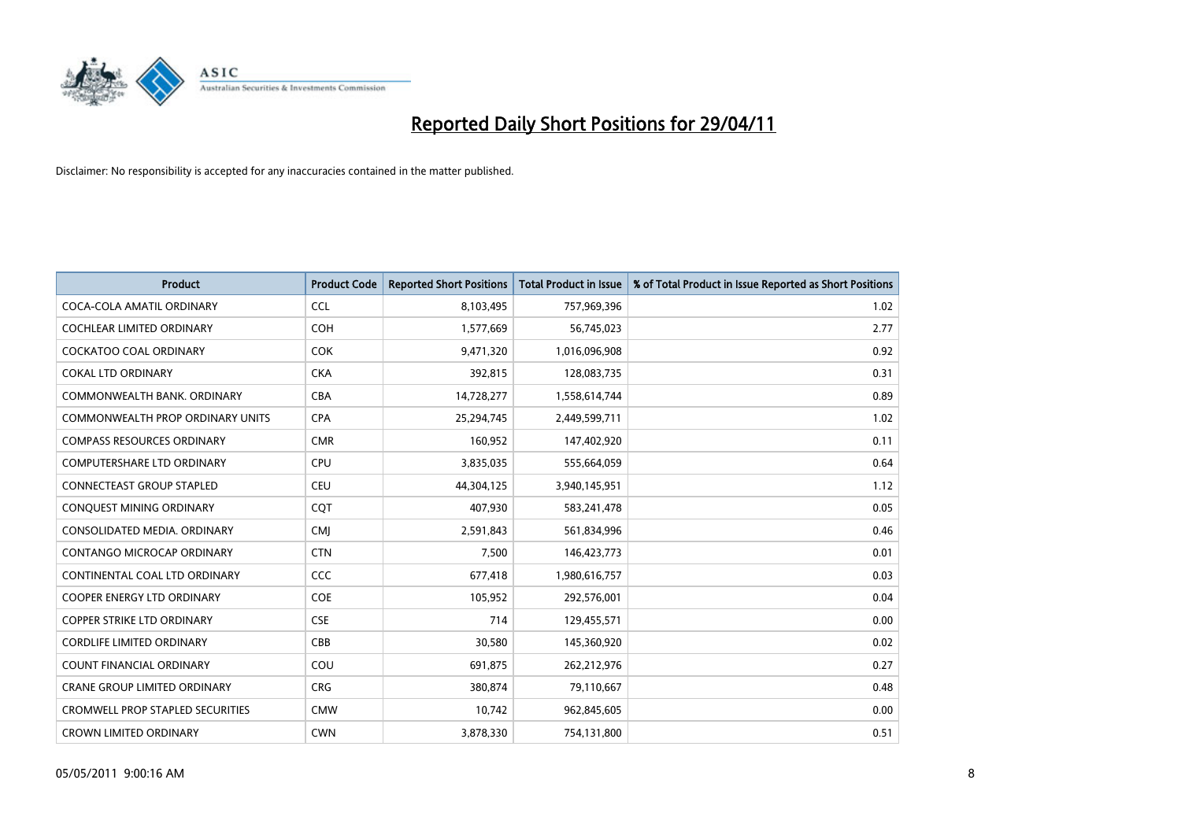# Reported Daily Short Positions for 29/04/11

Disclaimer: No responsibility is accepted for any inaccuracies contained in the matter published.

| Product | Product Code | Reported Short Positions | Total Product in Issue | % of Total Product in Issue Reported as Short Positions |
|---|---|---|---|---|
| COCA-COLA AMATIL ORDINARY | CCL | 8,103,495 | 757,969,396 | 1.02 |
| COCHLEAR LIMITED ORDINARY | COH | 1,577,669 | 56,745,023 | 2.77 |
| COCKATOO COAL ORDINARY | COK | 9,471,320 | 1,016,096,908 | 0.92 |
| COKAL LTD ORDINARY | CKA | 392,815 | 128,083,735 | 0.31 |
| COMMONWEALTH BANK. ORDINARY | CBA | 14,728,277 | 1,558,614,744 | 0.89 |
| COMMONWEALTH PROP ORDINARY UNITS | CPA | 25,294,745 | 2,449,599,711 | 1.02 |
| COMPASS RESOURCES ORDINARY | CMR | 160,952 | 147,402,920 | 0.11 |
| COMPUTERSHARE LTD ORDINARY | CPU | 3,835,035 | 555,664,059 | 0.64 |
| CONNECTEAST GROUP STAPLED | CEU | 44,304,125 | 3,940,145,951 | 1.12 |
| CONQUEST MINING ORDINARY | CQT | 407,930 | 583,241,478 | 0.05 |
| CONSOLIDATED MEDIA. ORDINARY | CMJ | 2,591,843 | 561,834,996 | 0.46 |
| CONTANGO MICROCAP ORDINARY | CTN | 7,500 | 146,423,773 | 0.01 |
| CONTINENTAL COAL LTD ORDINARY | CCC | 677,418 | 1,980,616,757 | 0.03 |
| COOPER ENERGY LTD ORDINARY | COE | 105,952 | 292,576,001 | 0.04 |
| COPPER STRIKE LTD ORDINARY | CSE | 714 | 129,455,571 | 0.00 |
| CORDLIFE LIMITED ORDINARY | CBB | 30,580 | 145,360,920 | 0.02 |
| COUNT FINANCIAL ORDINARY | COU | 691,875 | 262,212,976 | 0.27 |
| CRANE GROUP LIMITED ORDINARY | CRG | 380,874 | 79,110,667 | 0.48 |
| CROMWELL PROP STAPLED SECURITIES | CMW | 10,742 | 962,845,605 | 0.00 |
| CROWN LIMITED ORDINARY | CWN | 3,878,330 | 754,131,800 | 0.51 |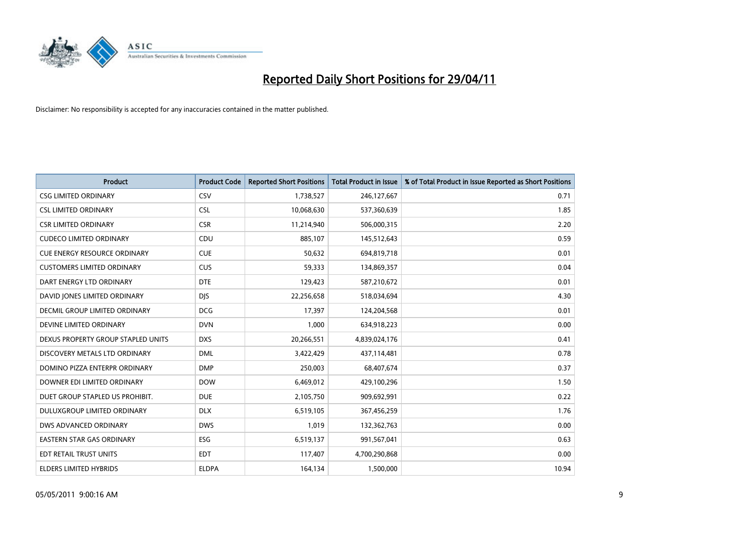# Reported Daily Short Positions for 29/04/11

Disclaimer: No responsibility is accepted for any inaccuracies contained in the matter published.

| Product | Product Code | Reported Short Positions | Total Product in Issue | % of Total Product in Issue Reported as Short Positions |
|---|---|---|---|---|
| CSG LIMITED ORDINARY | CSV | 1,738,527 | 246,127,667 | 0.71 |
| CSL LIMITED ORDINARY | CSL | 10,068,630 | 537,360,639 | 1.85 |
| CSR LIMITED ORDINARY | CSR | 11,214,940 | 506,000,315 | 2.20 |
| CUDECO LIMITED ORDINARY | CDU | 885,107 | 145,512,643 | 0.59 |
| CUE ENERGY RESOURCE ORDINARY | CUE | 50,632 | 694,819,718 | 0.01 |
| CUSTOMERS LIMITED ORDINARY | CUS | 59,333 | 134,869,357 | 0.04 |
| DART ENERGY LTD ORDINARY | DTE | 129,423 | 587,210,672 | 0.01 |
| DAVID JONES LIMITED ORDINARY | DJS | 22,256,658 | 518,034,694 | 4.30 |
| DECMIL GROUP LIMITED ORDINARY | DCG | 17,397 | 124,204,568 | 0.01 |
| DEVINE LIMITED ORDINARY | DVN | 1,000 | 634,918,223 | 0.00 |
| DEXUS PROPERTY GROUP STAPLED UNITS | DXS | 20,266,551 | 4,839,024,176 | 0.41 |
| DISCOVERY METALS LTD ORDINARY | DML | 3,422,429 | 437,114,481 | 0.78 |
| DOMINO PIZZA ENTERPR ORDINARY | DMP | 250,003 | 68,407,674 | 0.37 |
| DOWNER EDI LIMITED ORDINARY | DOW | 6,469,012 | 429,100,296 | 1.50 |
| DUET GROUP STAPLED US PROHIBIT. | DUE | 2,105,750 | 909,692,991 | 0.22 |
| DULUXGROUP LIMITED ORDINARY | DLX | 6,519,105 | 367,456,259 | 1.76 |
| DWS ADVANCED ORDINARY | DWS | 1,019 | 132,362,763 | 0.00 |
| EASTERN STAR GAS ORDINARY | ESG | 6,519,137 | 991,567,041 | 0.63 |
| EDT RETAIL TRUST UNITS | EDT | 117,407 | 4,700,290,868 | 0.00 |
| ELDERS LIMITED HYBRIDS | ELDPA | 164,134 | 1,500,000 | 10.94 |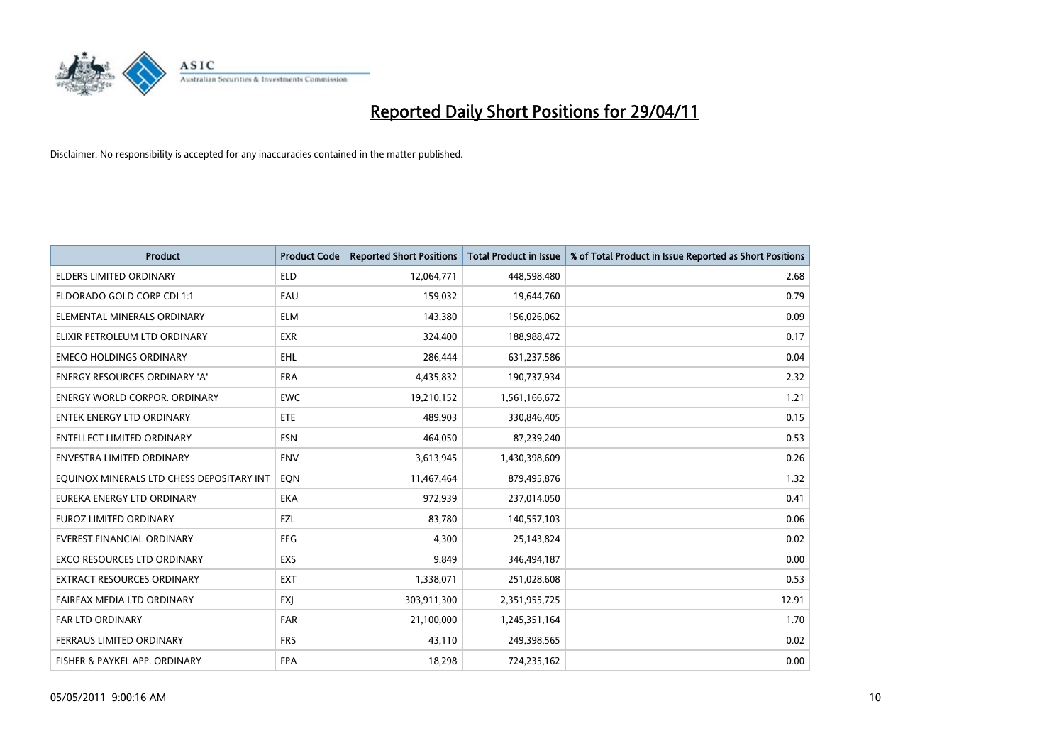# Reported Daily Short Positions for 29/04/11

Disclaimer: No responsibility is accepted for any inaccuracies contained in the matter published.

| Product | Product Code | Reported Short Positions | Total Product in Issue | % of Total Product in Issue Reported as Short Positions |
|---|---|---|---|---|
| ELDERS LIMITED ORDINARY | ELD | 12,064,771 | 448,598,480 | 2.68 |
| ELDORADO GOLD CORP CDI 1:1 | EAU | 159,032 | 19,644,760 | 0.79 |
| ELEMENTAL MINERALS ORDINARY | ELM | 143,380 | 156,026,062 | 0.09 |
| ELIXIR PETROLEUM LTD ORDINARY | EXR | 324,400 | 188,988,472 | 0.17 |
| EMECO HOLDINGS ORDINARY | EHL | 286,444 | 631,237,586 | 0.04 |
| ENERGY RESOURCES ORDINARY 'A' | ERA | 4,435,832 | 190,737,934 | 2.32 |
| ENERGY WORLD CORPOR. ORDINARY | EWC | 19,210,152 | 1,561,166,672 | 1.21 |
| ENTEK ENERGY LTD ORDINARY | ETE | 489,903 | 330,846,405 | 0.15 |
| ENTELLECT LIMITED ORDINARY | ESN | 464,050 | 87,239,240 | 0.53 |
| ENVESTRA LIMITED ORDINARY | ENV | 3,613,945 | 1,430,398,609 | 0.26 |
| EQUINOX MINERALS LTD CHESS DEPOSITARY INT | EQN | 11,467,464 | 879,495,876 | 1.32 |
| EUREKA ENERGY LTD ORDINARY | EKA | 972,939 | 237,014,050 | 0.41 |
| EUROZ LIMITED ORDINARY | EZL | 83,780 | 140,557,103 | 0.06 |
| EVEREST FINANCIAL ORDINARY | EFG | 4,300 | 25,143,824 | 0.02 |
| EXCO RESOURCES LTD ORDINARY | EXS | 9,849 | 346,494,187 | 0.00 |
| EXTRACT RESOURCES ORDINARY | EXT | 1,338,071 | 251,028,608 | 0.53 |
| FAIRFAX MEDIA LTD ORDINARY | FXJ | 303,911,300 | 2,351,955,725 | 12.91 |
| FAR LTD ORDINARY | FAR | 21,100,000 | 1,245,351,164 | 1.70 |
| FERRAUS LIMITED ORDINARY | FRS | 43,110 | 249,398,565 | 0.02 |
| FISHER & PAYKEL APP. ORDINARY | FPA | 18,298 | 724,235,162 | 0.00 |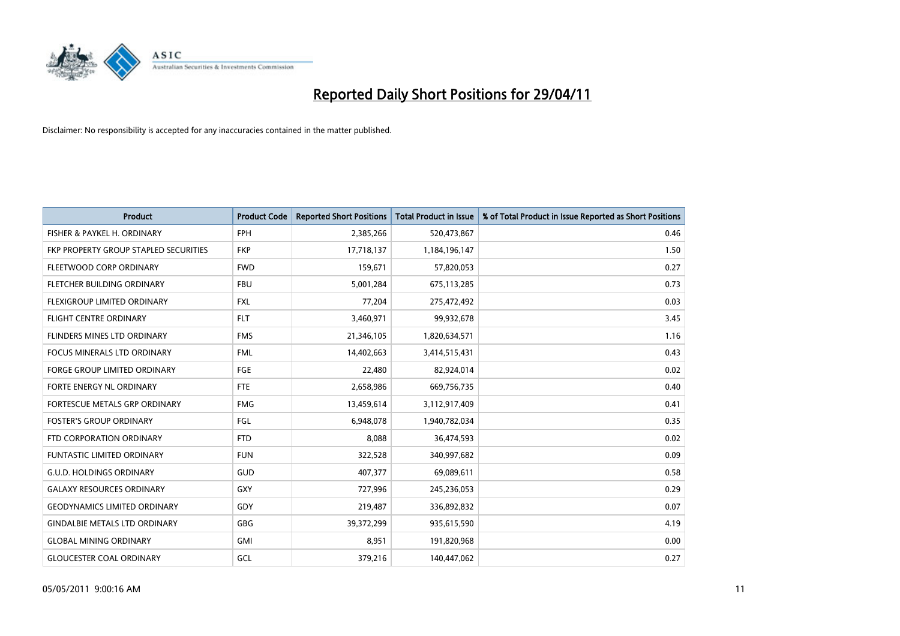# Reported Daily Short Positions for 29/04/11

Disclaimer: No responsibility is accepted for any inaccuracies contained in the matter published.

| Product | Product Code | Reported Short Positions | Total Product in Issue | % of Total Product in Issue Reported as Short Positions |
|---|---|---|---|---|
| FISHER & PAYKEL H. ORDINARY | FPH | 2,385,266 | 520,473,867 | 0.46 |
| FKP PROPERTY GROUP STAPLED SECURITIES | FKP | 17,718,137 | 1,184,196,147 | 1.50 |
| FLEETWOOD CORP ORDINARY | FWD | 159,671 | 57,820,053 | 0.27 |
| FLETCHER BUILDING ORDINARY | FBU | 5,001,284 | 675,113,285 | 0.73 |
| FLEXIGROUP LIMITED ORDINARY | FXL | 77,204 | 275,472,492 | 0.03 |
| FLIGHT CENTRE ORDINARY | FLT | 3,460,971 | 99,932,678 | 3.45 |
| FLINDERS MINES LTD ORDINARY | FMS | 21,346,105 | 1,820,634,571 | 1.16 |
| FOCUS MINERALS LTD ORDINARY | FML | 14,402,663 | 3,414,515,431 | 0.43 |
| FORGE GROUP LIMITED ORDINARY | FGE | 22,480 | 82,924,014 | 0.02 |
| FORTE ENERGY NL ORDINARY | FTE | 2,658,986 | 669,756,735 | 0.40 |
| FORTESCUE METALS GRP ORDINARY | FMG | 13,459,614 | 3,112,917,409 | 0.41 |
| FOSTER'S GROUP ORDINARY | FGL | 6,948,078 | 1,940,782,034 | 0.35 |
| FTD CORPORATION ORDINARY | FTD | 8,088 | 36,474,593 | 0.02 |
| FUNTASTIC LIMITED ORDINARY | FUN | 322,528 | 340,997,682 | 0.09 |
| G.U.D. HOLDINGS ORDINARY | GUD | 407,377 | 69,089,611 | 0.58 |
| GALAXY RESOURCES ORDINARY | GXY | 727,996 | 245,236,053 | 0.29 |
| GEODYNAMICS LIMITED ORDINARY | GDY | 219,487 | 336,892,832 | 0.07 |
| GINDALBIE METALS LTD ORDINARY | GBG | 39,372,299 | 935,615,590 | 4.19 |
| GLOBAL MINING ORDINARY | GMI | 8,951 | 191,820,968 | 0.00 |
| GLOUCESTER COAL ORDINARY | GCL | 379,216 | 140,447,062 | 0.27 |

05/05/2011 9:00:16 AM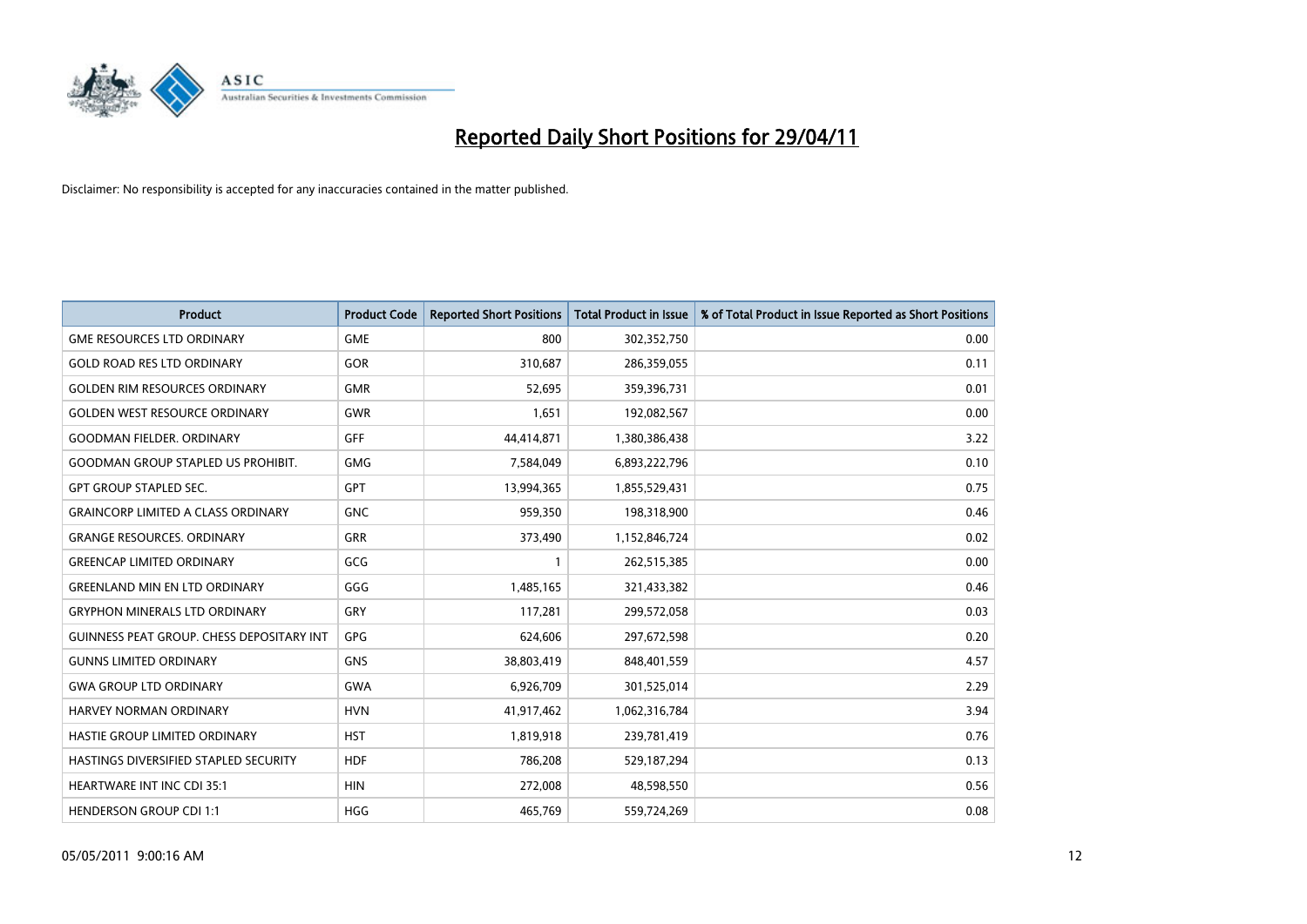# Reported Daily Short Positions for 29/04/11

Disclaimer: No responsibility is accepted for any inaccuracies contained in the matter published.

| Product | Product Code | Reported Short Positions | Total Product in Issue | % of Total Product in Issue Reported as Short Positions |
|---|---|---|---|---|
| GME RESOURCES LTD ORDINARY | GME | 800 | 302,352,750 | 0.00 |
| GOLD ROAD RES LTD ORDINARY | GOR | 310,687 | 286,359,055 | 0.11 |
| GOLDEN RIM RESOURCES ORDINARY | GMR | 52,695 | 359,396,731 | 0.01 |
| GOLDEN WEST RESOURCE ORDINARY | GWR | 1,651 | 192,082,567 | 0.00 |
| GOODMAN FIELDER. ORDINARY | GFF | 44,414,871 | 1,380,386,438 | 3.22 |
| GOODMAN GROUP STAPLED US PROHIBIT. | GMG | 7,584,049 | 6,893,222,796 | 0.10 |
| GPT GROUP STAPLED SEC. | GPT | 13,994,365 | 1,855,529,431 | 0.75 |
| GRAINCORP LIMITED A CLASS ORDINARY | GNC | 959,350 | 198,318,900 | 0.46 |
| GRANGE RESOURCES. ORDINARY | GRR | 373,490 | 1,152,846,724 | 0.02 |
| GREENCAP LIMITED ORDINARY | GCG | 1 | 262,515,385 | 0.00 |
| GREENLAND MIN EN LTD ORDINARY | GGG | 1,485,165 | 321,433,382 | 0.46 |
| GRYPHON MINERALS LTD ORDINARY | GRY | 117,281 | 299,572,058 | 0.03 |
| GUINNESS PEAT GROUP. CHESS DEPOSITARY INT | GPG | 624,606 | 297,672,598 | 0.20 |
| GUNNS LIMITED ORDINARY | GNS | 38,803,419 | 848,401,559 | 4.57 |
| GWA GROUP LTD ORDINARY | GWA | 6,926,709 | 301,525,014 | 2.29 |
| HARVEY NORMAN ORDINARY | HVN | 41,917,462 | 1,062,316,784 | 3.94 |
| HASTIE GROUP LIMITED ORDINARY | HST | 1,819,918 | 239,781,419 | 0.76 |
| HASTINGS DIVERSIFIED STAPLED SECURITY | HDF | 786,208 | 529,187,294 | 0.13 |
| HEARTWARE INT INC CDI 35:1 | HIN | 272,008 | 48,598,550 | 0.56 |
| HENDERSON GROUP CDI 1:1 | HGG | 465,769 | 559,724,269 | 0.08 |

05/05/2011 9:00:16 AM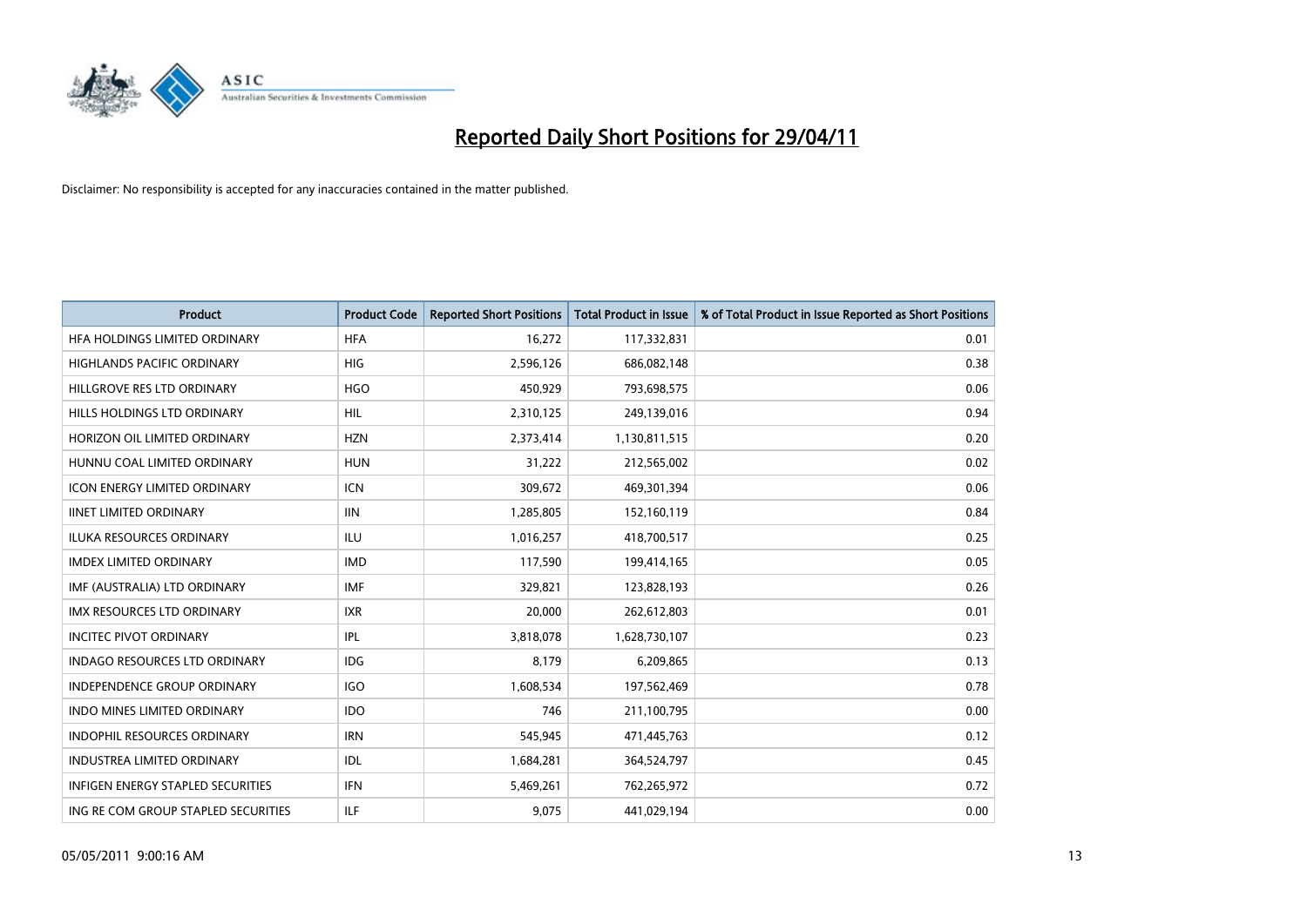# Reported Daily Short Positions for 29/04/11

Disclaimer: No responsibility is accepted for any inaccuracies contained in the matter published.

| Product | Product Code | Reported Short Positions | Total Product in Issue | % of Total Product in Issue Reported as Short Positions |
|---|---|---|---|---|
| HFA HOLDINGS LIMITED ORDINARY | HFA | 16,272 | 117,332,831 | 0.01 |
| HIGHLANDS PACIFIC ORDINARY | HIG | 2,596,126 | 686,082,148 | 0.38 |
| HILLGROVE RES LTD ORDINARY | HGO | 450,929 | 793,698,575 | 0.06 |
| HILLS HOLDINGS LTD ORDINARY | HIL | 2,310,125 | 249,139,016 | 0.94 |
| HORIZON OIL LIMITED ORDINARY | HZN | 2,373,414 | 1,130,811,515 | 0.20 |
| HUNNU COAL LIMITED ORDINARY | HUN | 31,222 | 212,565,002 | 0.02 |
| ICON ENERGY LIMITED ORDINARY | ICN | 309,672 | 469,301,394 | 0.06 |
| IINET LIMITED ORDINARY | IIN | 1,285,805 | 152,160,119 | 0.84 |
| ILUKA RESOURCES ORDINARY | ILU | 1,016,257 | 418,700,517 | 0.25 |
| IMDEX LIMITED ORDINARY | IMD | 117,590 | 199,414,165 | 0.05 |
| IMF (AUSTRALIA) LTD ORDINARY | IMF | 329,821 | 123,828,193 | 0.26 |
| IMX RESOURCES LTD ORDINARY | IXR | 20,000 | 262,612,803 | 0.01 |
| INCITEC PIVOT ORDINARY | IPL | 3,818,078 | 1,628,730,107 | 0.23 |
| INDAGO RESOURCES LTD ORDINARY | IDG | 8,179 | 6,209,865 | 0.13 |
| INDEPENDENCE GROUP ORDINARY | IGO | 1,608,534 | 197,562,469 | 0.78 |
| INDO MINES LIMITED ORDINARY | IDO | 746 | 211,100,795 | 0.00 |
| INDOPHIL RESOURCES ORDINARY | IRN | 545,945 | 471,445,763 | 0.12 |
| INDUSTREA LIMITED ORDINARY | IDL | 1,684,281 | 364,524,797 | 0.45 |
| INFIGEN ENERGY STAPLED SECURITIES | IFN | 5,469,261 | 762,265,972 | 0.72 |
| ING RE COM GROUP STAPLED SECURITIES | ILF | 9,075 | 441,029,194 | 0.00 |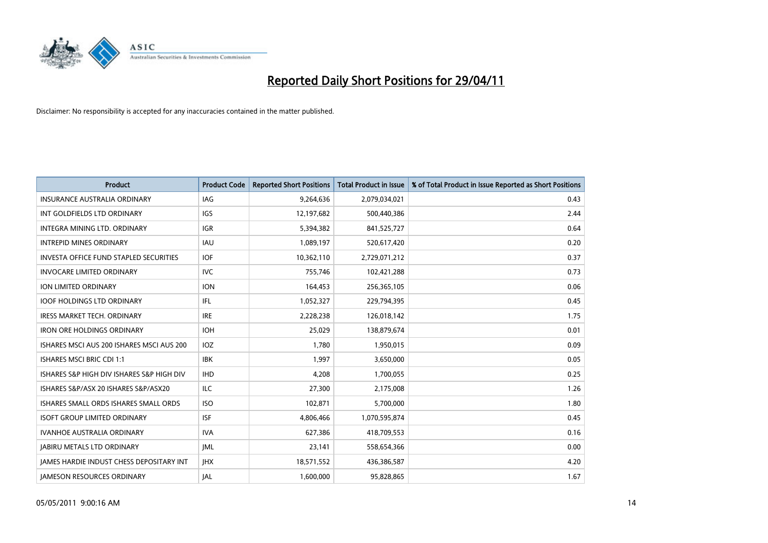# Reported Daily Short Positions for 29/04/11

Disclaimer: No responsibility is accepted for any inaccuracies contained in the matter published.

| Product | Product Code | Reported Short Positions | Total Product in Issue | % of Total Product in Issue Reported as Short Positions |
|---|---|---|---|---|
| INSURANCE AUSTRALIA ORDINARY | IAG | 9,264,636 | 2,079,034,021 | 0.43 |
| INT GOLDFIELDS LTD ORDINARY | IGS | 12,197,682 | 500,440,386 | 2.44 |
| INTEGRA MINING LTD. ORDINARY | IGR | 5,394,382 | 841,525,727 | 0.64 |
| INTREPID MINES ORDINARY | IAU | 1,089,197 | 520,617,420 | 0.20 |
| INVESTA OFFICE FUND STAPLED SECURITIES | IOF | 10,362,110 | 2,729,071,212 | 0.37 |
| INVOCARE LIMITED ORDINARY | IVC | 755,746 | 102,421,288 | 0.73 |
| ION LIMITED ORDINARY | ION | 164,453 | 256,365,105 | 0.06 |
| IOOF HOLDINGS LTD ORDINARY | IFL | 1,052,327 | 229,794,395 | 0.45 |
| IRESS MARKET TECH. ORDINARY | IRE | 2,228,238 | 126,018,142 | 1.75 |
| IRON ORE HOLDINGS ORDINARY | IOH | 25,029 | 138,879,674 | 0.01 |
| ISHARES MSCI AUS 200 ISHARES MSCI AUS 200 | IOZ | 1,780 | 1,950,015 | 0.09 |
| ISHARES MSCI BRIC CDI 1:1 | IBK | 1,997 | 3,650,000 | 0.05 |
| ISHARES S&P HIGH DIV ISHARES S&P HIGH DIV | IHD | 4,208 | 1,700,055 | 0.25 |
| ISHARES S&P/ASX 20 ISHARES S&P/ASX20 | ILC | 27,300 | 2,175,008 | 1.26 |
| ISHARES SMALL ORDS ISHARES SMALL ORDS | ISO | 102,871 | 5,700,000 | 1.80 |
| ISOFT GROUP LIMITED ORDINARY | ISF | 4,806,466 | 1,070,595,874 | 0.45 |
| IVANHOE AUSTRALIA ORDINARY | IVA | 627,386 | 418,709,553 | 0.16 |
| JABIRU METALS LTD ORDINARY | JML | 23,141 | 558,654,366 | 0.00 |
| JAMES HARDIE INDUST CHESS DEPOSITARY INT | JHX | 18,571,552 | 436,386,587 | 4.20 |
| JAMESON RESOURCES ORDINARY | JAL | 1,600,000 | 95,828,865 | 1.67 |

05/05/2011 9:00:16 AM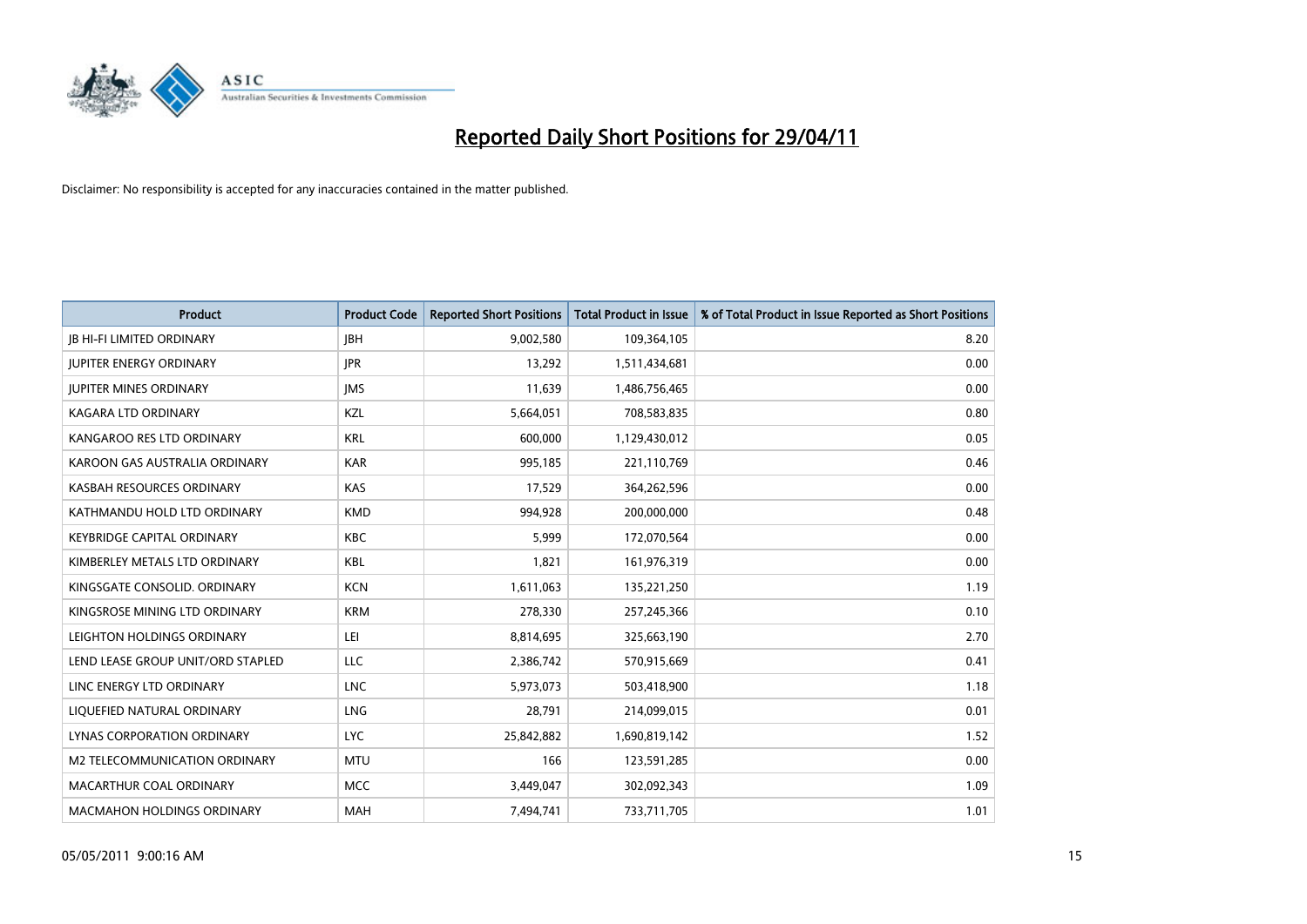# Reported Daily Short Positions for 29/04/11

Disclaimer: No responsibility is accepted for any inaccuracies contained in the matter published.

| Product | Product Code | Reported Short Positions | Total Product in Issue | % of Total Product in Issue Reported as Short Positions |
|---|---|---|---|---|
| JB HI-FI LIMITED ORDINARY | JBH | 9,002,580 | 109,364,105 | 8.20 |
| JUPITER ENERGY ORDINARY | JPR | 13,292 | 1,511,434,681 | 0.00 |
| JUPITER MINES ORDINARY | JMS | 11,639 | 1,486,756,465 | 0.00 |
| KAGARA LTD ORDINARY | KZL | 5,664,051 | 708,583,835 | 0.80 |
| KANGAROO RES LTD ORDINARY | KRL | 600,000 | 1,129,430,012 | 0.05 |
| KAROON GAS AUSTRALIA ORDINARY | KAR | 995,185 | 221,110,769 | 0.46 |
| KASBAH RESOURCES ORDINARY | KAS | 17,529 | 364,262,596 | 0.00 |
| KATHMANDU HOLD LTD ORDINARY | KMD | 994,928 | 200,000,000 | 0.48 |
| KEYBRIDGE CAPITAL ORDINARY | KBC | 5,999 | 172,070,564 | 0.00 |
| KIMBERLEY METALS LTD ORDINARY | KBL | 1,821 | 161,976,319 | 0.00 |
| KINGSGATE CONSOLID. ORDINARY | KCN | 1,611,063 | 135,221,250 | 1.19 |
| KINGSROSE MINING LTD ORDINARY | KRM | 278,330 | 257,245,366 | 0.10 |
| LEIGHTON HOLDINGS ORDINARY | LEI | 8,814,695 | 325,663,190 | 2.70 |
| LEND LEASE GROUP UNIT/ORD STAPLED | LLC | 2,386,742 | 570,915,669 | 0.41 |
| LINC ENERGY LTD ORDINARY | LNC | 5,973,073 | 503,418,900 | 1.18 |
| LIQUEFIED NATURAL ORDINARY | LNG | 28,791 | 214,099,015 | 0.01 |
| LYNAS CORPORATION ORDINARY | LYC | 25,842,882 | 1,690,819,142 | 1.52 |
| M2 TELECOMMUNICATION ORDINARY | MTU | 166 | 123,591,285 | 0.00 |
| MACARTHUR COAL ORDINARY | MCC | 3,449,047 | 302,092,343 | 1.09 |
| MACMAHON HOLDINGS ORDINARY | MAH | 7,494,741 | 733,711,705 | 1.01 |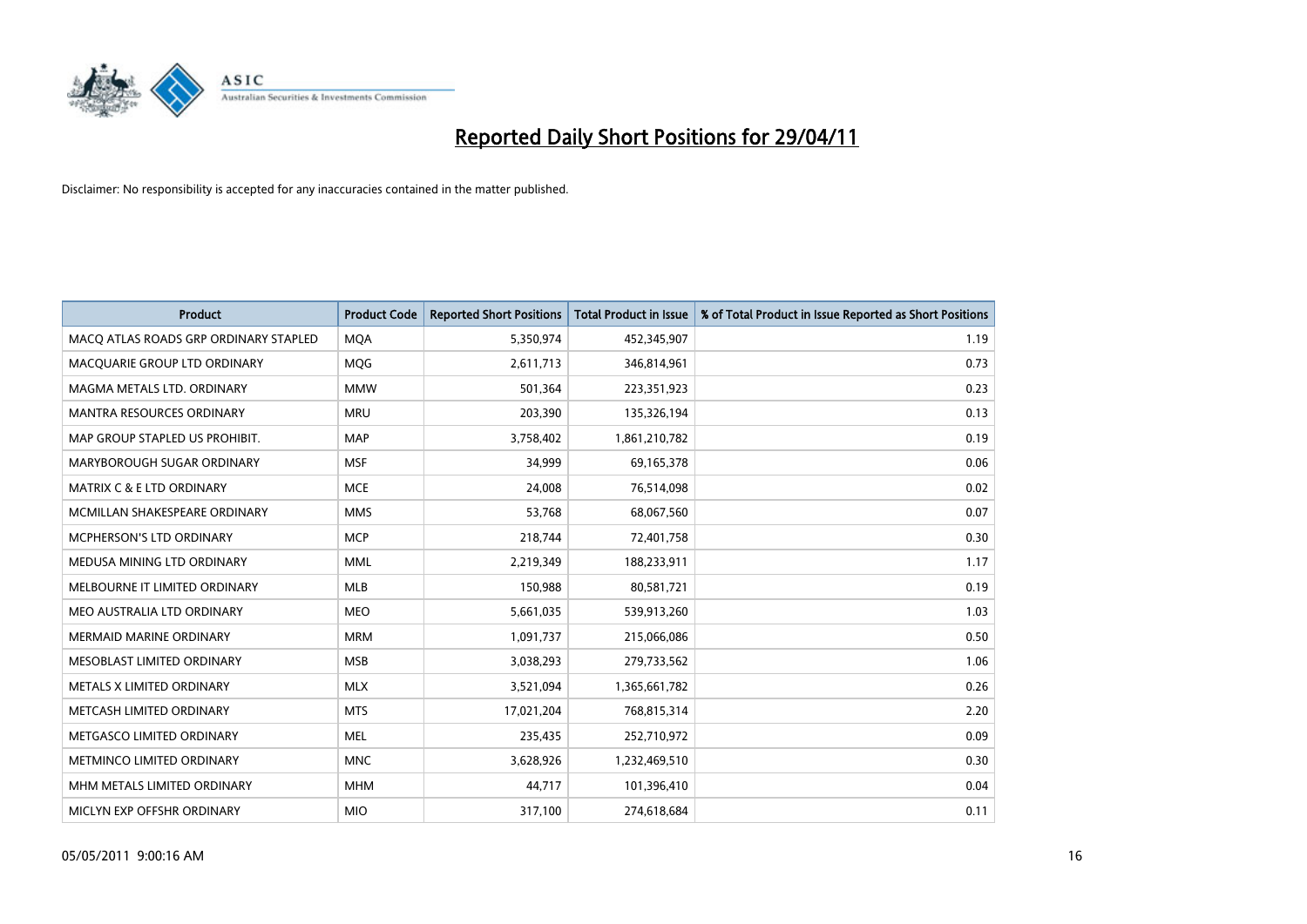# Reported Daily Short Positions for 29/04/11

Disclaimer: No responsibility is accepted for any inaccuracies contained in the matter published.

| Product | Product Code | Reported Short Positions | Total Product in Issue | % of Total Product in Issue Reported as Short Positions |
|---|---|---|---|---|
| MACQ ATLAS ROADS GRP ORDINARY STAPLED | MQA | 5,350,974 | 452,345,907 | 1.19 |
| MACQUARIE GROUP LTD ORDINARY | MQG | 2,611,713 | 346,814,961 | 0.73 |
| MAGMA METALS LTD. ORDINARY | MMW | 501,364 | 223,351,923 | 0.23 |
| MANTRA RESOURCES ORDINARY | MRU | 203,390 | 135,326,194 | 0.13 |
| MAP GROUP STAPLED US PROHIBIT. | MAP | 3,758,402 | 1,861,210,782 | 0.19 |
| MARYBOROUGH SUGAR ORDINARY | MSF | 34,999 | 69,165,378 | 0.06 |
| MATRIX C & E LTD ORDINARY | MCE | 24,008 | 76,514,098 | 0.02 |
| MCMILLAN SHAKESPEARE ORDINARY | MMS | 53,768 | 68,067,560 | 0.07 |
| MCPHERSON'S LTD ORDINARY | MCP | 218,744 | 72,401,758 | 0.30 |
| MEDUSA MINING LTD ORDINARY | MML | 2,219,349 | 188,233,911 | 1.17 |
| MELBOURNE IT LIMITED ORDINARY | MLB | 150,988 | 80,581,721 | 0.19 |
| MEO AUSTRALIA LTD ORDINARY | MEO | 5,661,035 | 539,913,260 | 1.03 |
| MERMAID MARINE ORDINARY | MRM | 1,091,737 | 215,066,086 | 0.50 |
| MESOBLAST LIMITED ORDINARY | MSB | 3,038,293 | 279,733,562 | 1.06 |
| METALS X LIMITED ORDINARY | MLX | 3,521,094 | 1,365,661,782 | 0.26 |
| METCASH LIMITED ORDINARY | MTS | 17,021,204 | 768,815,314 | 2.20 |
| METGASCO LIMITED ORDINARY | MEL | 235,435 | 252,710,972 | 0.09 |
| METMINCO LIMITED ORDINARY | MNC | 3,628,926 | 1,232,469,510 | 0.30 |
| MHM METALS LIMITED ORDINARY | MHM | 44,717 | 101,396,410 | 0.04 |
| MICLYN EXP OFFSHR ORDINARY | MIO | 317,100 | 274,618,684 | 0.11 |

05/05/2011 9:00:16 AM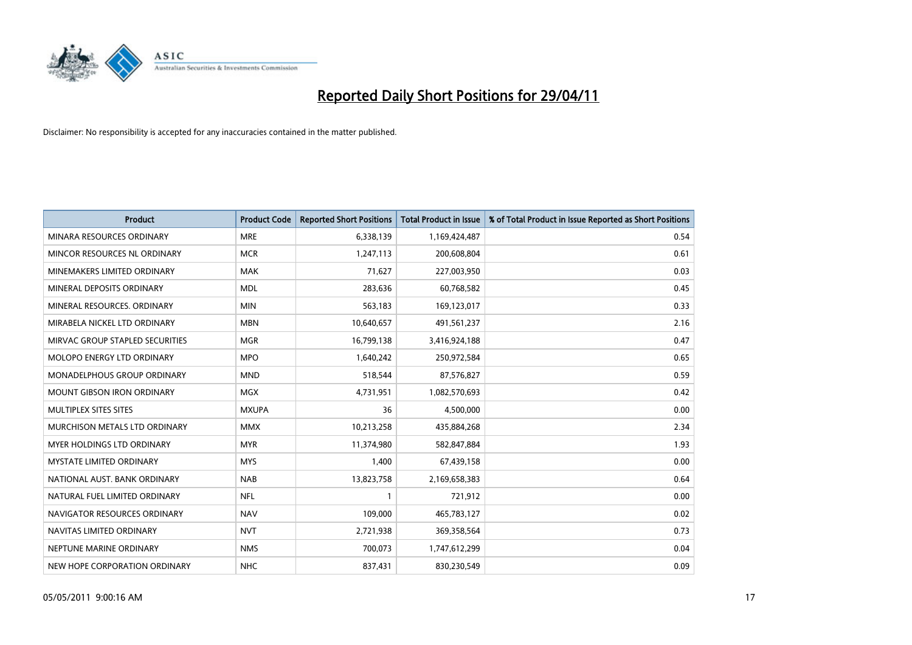# Reported Daily Short Positions for 29/04/11

Disclaimer: No responsibility is accepted for any inaccuracies contained in the matter published.

| Product | Product Code | Reported Short Positions | Total Product in Issue | % of Total Product in Issue Reported as Short Positions |
|---|---|---|---|---|
| MINARA RESOURCES ORDINARY | MRE | 6,338,139 | 1,169,424,487 | 0.54 |
| MINCOR RESOURCES NL ORDINARY | MCR | 1,247,113 | 200,608,804 | 0.61 |
| MINEMAKERS LIMITED ORDINARY | MAK | 71,627 | 227,003,950 | 0.03 |
| MINERAL DEPOSITS ORDINARY | MDL | 283,636 | 60,768,582 | 0.45 |
| MINERAL RESOURCES. ORDINARY | MIN | 563,183 | 169,123,017 | 0.33 |
| MIRABELA NICKEL LTD ORDINARY | MBN | 10,640,657 | 491,561,237 | 2.16 |
| MIRVAC GROUP STAPLED SECURITIES | MGR | 16,799,138 | 3,416,924,188 | 0.47 |
| MOLOPO ENERGY LTD ORDINARY | MPO | 1,640,242 | 250,972,584 | 0.65 |
| MONADELPHOUS GROUP ORDINARY | MND | 518,544 | 87,576,827 | 0.59 |
| MOUNT GIBSON IRON ORDINARY | MGX | 4,731,951 | 1,082,570,693 | 0.42 |
| MULTIPLEX SITES SITES | MXUPA | 36 | 4,500,000 | 0.00 |
| MURCHISON METALS LTD ORDINARY | MMX | 10,213,258 | 435,884,268 | 2.34 |
| MYER HOLDINGS LTD ORDINARY | MYR | 11,374,980 | 582,847,884 | 1.93 |
| MYSTATE LIMITED ORDINARY | MYS | 1,400 | 67,439,158 | 0.00 |
| NATIONAL AUST. BANK ORDINARY | NAB | 13,823,758 | 2,169,658,383 | 0.64 |
| NATURAL FUEL LIMITED ORDINARY | NFL | 1 | 721,912 | 0.00 |
| NAVIGATOR RESOURCES ORDINARY | NAV | 109,000 | 465,783,127 | 0.02 |
| NAVITAS LIMITED ORDINARY | NVT | 2,721,938 | 369,358,564 | 0.73 |
| NEPTUNE MARINE ORDINARY | NMS | 700,073 | 1,747,612,299 | 0.04 |
| NEW HOPE CORPORATION ORDINARY | NHC | 837,431 | 830,230,549 | 0.09 |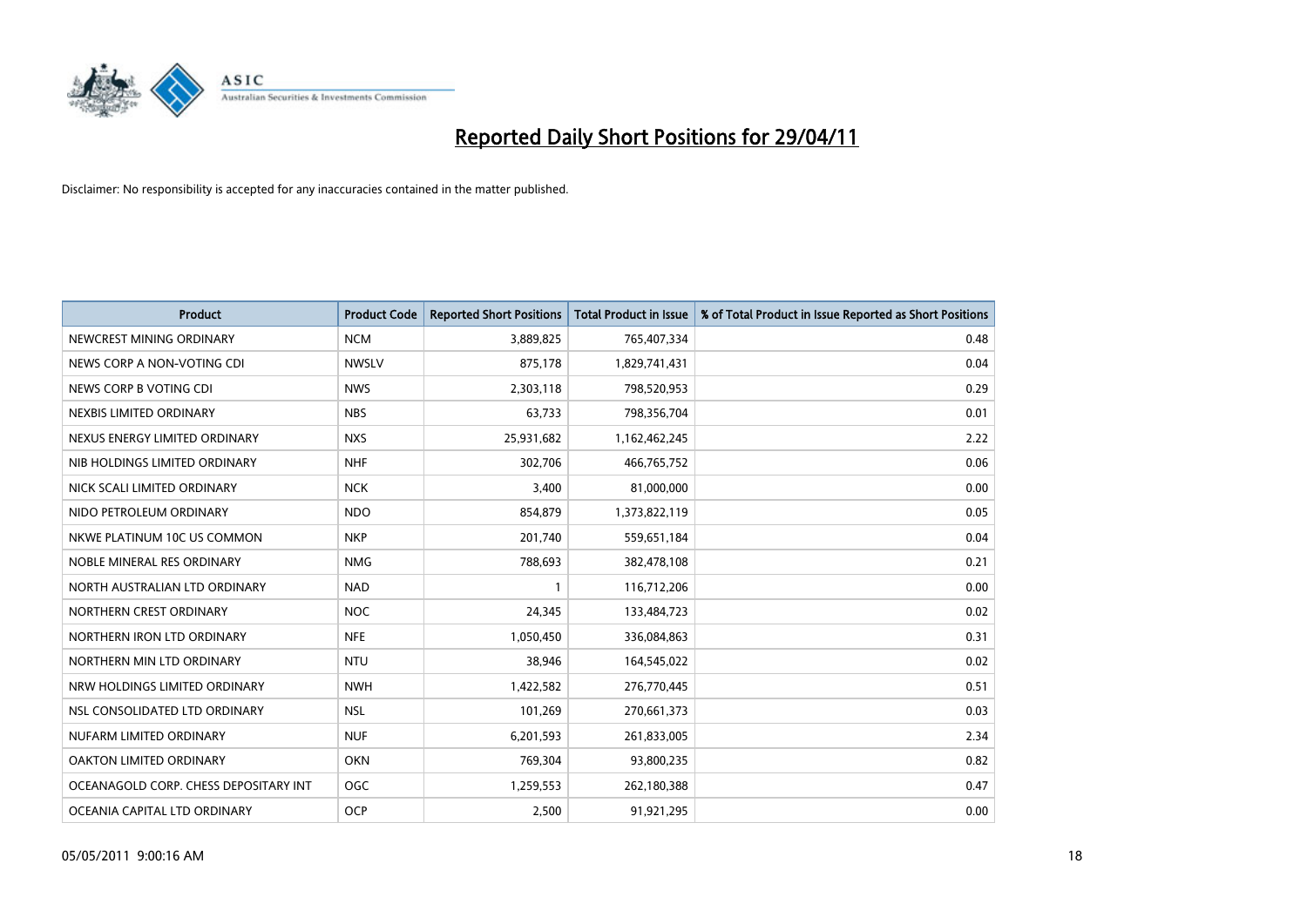# Reported Daily Short Positions for 29/04/11

Disclaimer: No responsibility is accepted for any inaccuracies contained in the matter published.

| Product | Product Code | Reported Short Positions | Total Product in Issue | % of Total Product in Issue Reported as Short Positions |
|---|---|---|---|---|
| NEWCREST MINING ORDINARY | NCM | 3,889,825 | 765,407,334 | 0.48 |
| NEWS CORP A NON-VOTING CDI | NWSLV | 875,178 | 1,829,741,431 | 0.04 |
| NEWS CORP B VOTING CDI | NWS | 2,303,118 | 798,520,953 | 0.29 |
| NEXBIS LIMITED ORDINARY | NBS | 63,733 | 798,356,704 | 0.01 |
| NEXUS ENERGY LIMITED ORDINARY | NXS | 25,931,682 | 1,162,462,245 | 2.22 |
| NIB HOLDINGS LIMITED ORDINARY | NHF | 302,706 | 466,765,752 | 0.06 |
| NICK SCALI LIMITED ORDINARY | NCK | 3,400 | 81,000,000 | 0.00 |
| NIDO PETROLEUM ORDINARY | NDO | 854,879 | 1,373,822,119 | 0.05 |
| NKWE PLATINUM 10C US COMMON | NKP | 201,740 | 559,651,184 | 0.04 |
| NOBLE MINERAL RES ORDINARY | NMG | 788,693 | 382,478,108 | 0.21 |
| NORTH AUSTRALIAN LTD ORDINARY | NAD | 1 | 116,712,206 | 0.00 |
| NORTHERN CREST ORDINARY | NOC | 24,345 | 133,484,723 | 0.02 |
| NORTHERN IRON LTD ORDINARY | NFE | 1,050,450 | 336,084,863 | 0.31 |
| NORTHERN MIN LTD ORDINARY | NTU | 38,946 | 164,545,022 | 0.02 |
| NRW HOLDINGS LIMITED ORDINARY | NWH | 1,422,582 | 276,770,445 | 0.51 |
| NSL CONSOLIDATED LTD ORDINARY | NSL | 101,269 | 270,661,373 | 0.03 |
| NUFARM LIMITED ORDINARY | NUF | 6,201,593 | 261,833,005 | 2.34 |
| OAKTON LIMITED ORDINARY | OKN | 769,304 | 93,800,235 | 0.82 |
| OCEANAGOLD CORP. CHESS DEPOSITARY INT | OGC | 1,259,553 | 262,180,388 | 0.47 |
| OCEANIA CAPITAL LTD ORDINARY | OCP | 2,500 | 91,921,295 | 0.00 |

05/05/2011 9:00:16 AM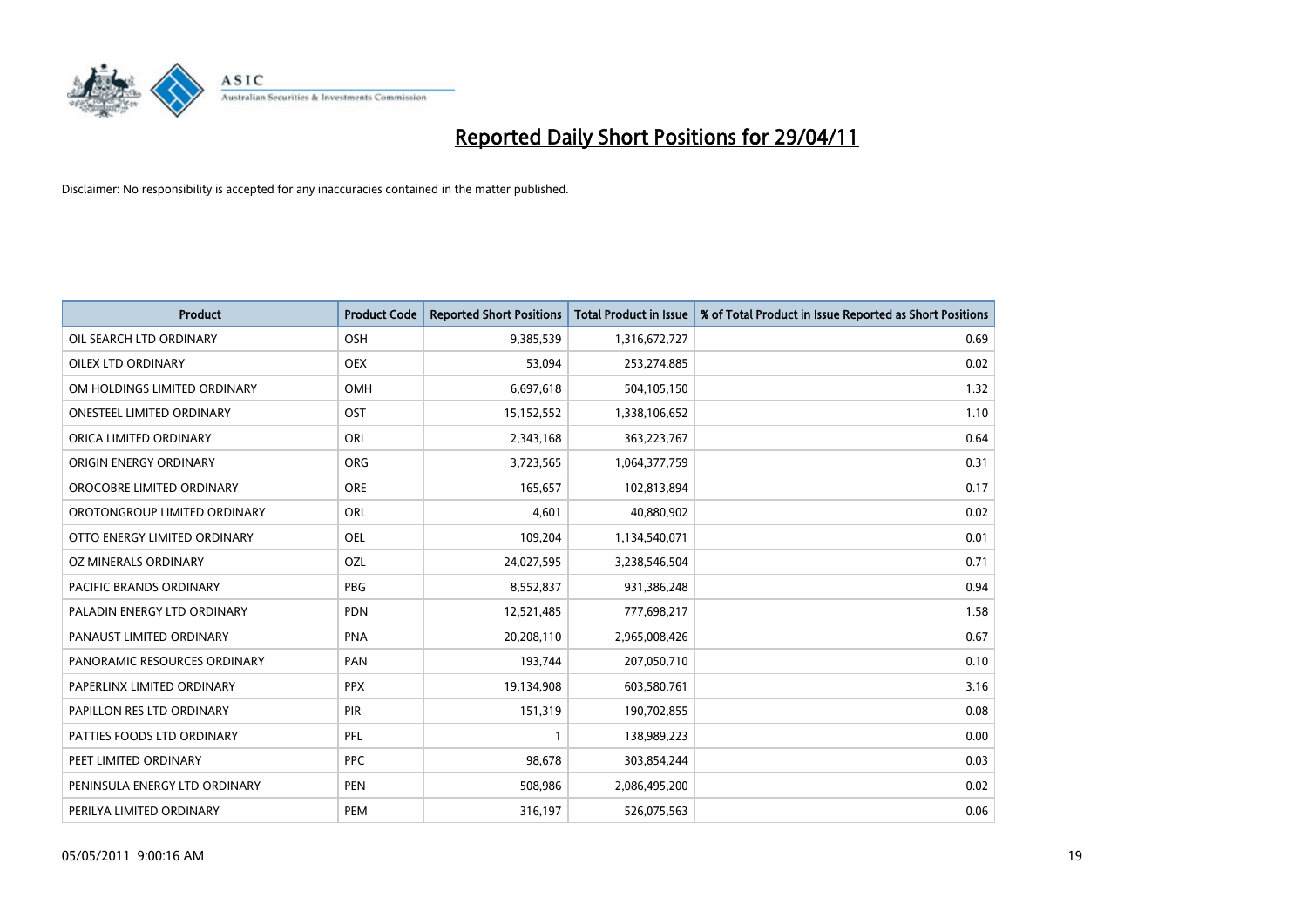# Reported Daily Short Positions for 29/04/11

Disclaimer: No responsibility is accepted for any inaccuracies contained in the matter published.

| Product | Product Code | Reported Short Positions | Total Product in Issue | % of Total Product in Issue Reported as Short Positions |
|---|---|---|---|---|
| OIL SEARCH LTD ORDINARY | OSH | 9,385,539 | 1,316,672,727 | 0.69 |
| OILEX LTD ORDINARY | OEX | 53,094 | 253,274,885 | 0.02 |
| OM HOLDINGS LIMITED ORDINARY | OMH | 6,697,618 | 504,105,150 | 1.32 |
| ONESTEEL LIMITED ORDINARY | OST | 15,152,552 | 1,338,106,652 | 1.10 |
| ORICA LIMITED ORDINARY | ORI | 2,343,168 | 363,223,767 | 0.64 |
| ORIGIN ENERGY ORDINARY | ORG | 3,723,565 | 1,064,377,759 | 0.31 |
| OROCOBRE LIMITED ORDINARY | ORE | 165,657 | 102,813,894 | 0.17 |
| OROTONGROUP LIMITED ORDINARY | ORL | 4,601 | 40,880,902 | 0.02 |
| OTTO ENERGY LIMITED ORDINARY | OEL | 109,204 | 1,134,540,071 | 0.01 |
| OZ MINERALS ORDINARY | OZL | 24,027,595 | 3,238,546,504 | 0.71 |
| PACIFIC BRANDS ORDINARY | PBG | 8,552,837 | 931,386,248 | 0.94 |
| PALADIN ENERGY LTD ORDINARY | PDN | 12,521,485 | 777,698,217 | 1.58 |
| PANAUST LIMITED ORDINARY | PNA | 20,208,110 | 2,965,008,426 | 0.67 |
| PANORAMIC RESOURCES ORDINARY | PAN | 193,744 | 207,050,710 | 0.10 |
| PAPERLINX LIMITED ORDINARY | PPX | 19,134,908 | 603,580,761 | 3.16 |
| PAPILLON RES LTD ORDINARY | PIR | 151,319 | 190,702,855 | 0.08 |
| PATTIES FOODS LTD ORDINARY | PFL | 1 | 138,989,223 | 0.00 |
| PEET LIMITED ORDINARY | PPC | 98,678 | 303,854,244 | 0.03 |
| PENINSULA ENERGY LTD ORDINARY | PEN | 508,986 | 2,086,495,200 | 0.02 |
| PERILYA LIMITED ORDINARY | PEM | 316,197 | 526,075,563 | 0.06 |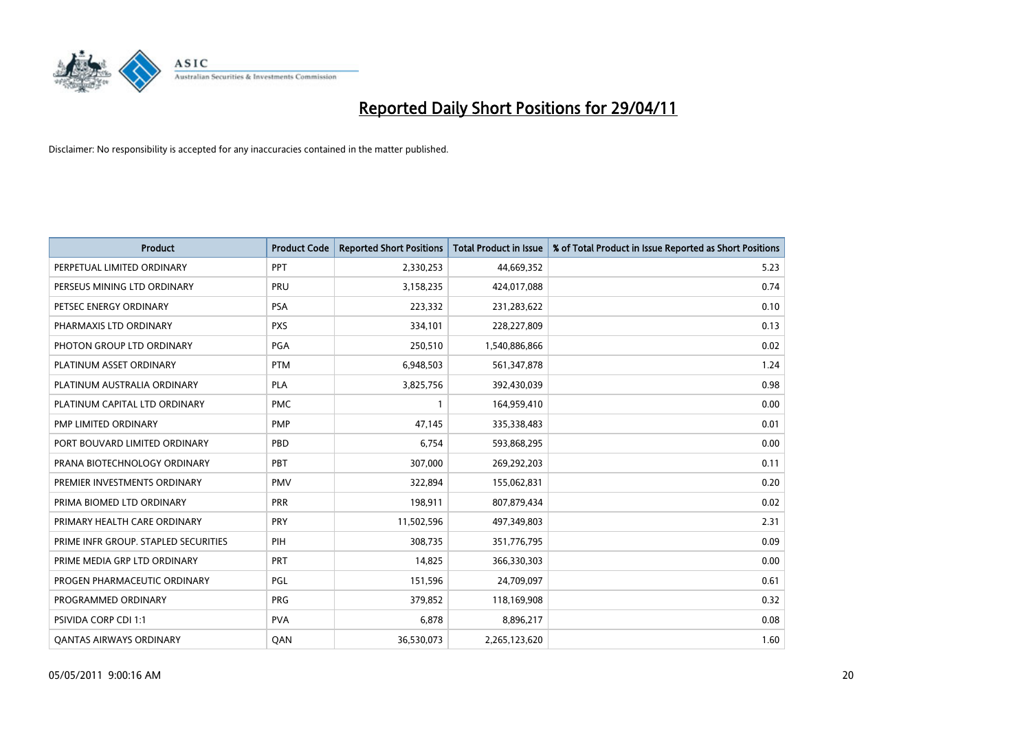# Reported Daily Short Positions for 29/04/11

Disclaimer: No responsibility is accepted for any inaccuracies contained in the matter published.

| Product | Product Code | Reported Short Positions | Total Product in Issue | % of Total Product in Issue Reported as Short Positions |
|---|---|---|---|---|
| PERPETUAL LIMITED ORDINARY | PPT | 2,330,253 | 44,669,352 | 5.23 |
| PERSEUS MINING LTD ORDINARY | PRU | 3,158,235 | 424,017,088 | 0.74 |
| PETSEC ENERGY ORDINARY | PSA | 223,332 | 231,283,622 | 0.10 |
| PHARMAXIS LTD ORDINARY | PXS | 334,101 | 228,227,809 | 0.13 |
| PHOTON GROUP LTD ORDINARY | PGA | 250,510 | 1,540,886,866 | 0.02 |
| PLATINUM ASSET ORDINARY | PTM | 6,948,503 | 561,347,878 | 1.24 |
| PLATINUM AUSTRALIA ORDINARY | PLA | 3,825,756 | 392,430,039 | 0.98 |
| PLATINUM CAPITAL LTD ORDINARY | PMC | 1 | 164,959,410 | 0.00 |
| PMP LIMITED ORDINARY | PMP | 47,145 | 335,338,483 | 0.01 |
| PORT BOUVARD LIMITED ORDINARY | PBD | 6,754 | 593,868,295 | 0.00 |
| PRANA BIOTECHNOLOGY ORDINARY | PBT | 307,000 | 269,292,203 | 0.11 |
| PREMIER INVESTMENTS ORDINARY | PMV | 322,894 | 155,062,831 | 0.20 |
| PRIMA BIOMED LTD ORDINARY | PRR | 198,911 | 807,879,434 | 0.02 |
| PRIMARY HEALTH CARE ORDINARY | PRY | 11,502,596 | 497,349,803 | 2.31 |
| PRIME INFR GROUP. STAPLED SECURITIES | PIH | 308,735 | 351,776,795 | 0.09 |
| PRIME MEDIA GRP LTD ORDINARY | PRT | 14,825 | 366,330,303 | 0.00 |
| PROGEN PHARMACEUTIC ORDINARY | PGL | 151,596 | 24,709,097 | 0.61 |
| PROGRAMMED ORDINARY | PRG | 379,852 | 118,169,908 | 0.32 |
| PSIVIDA CORP CDI 1:1 | PVA | 6,878 | 8,896,217 | 0.08 |
| QANTAS AIRWAYS ORDINARY | QAN | 36,530,073 | 2,265,123,620 | 1.60 |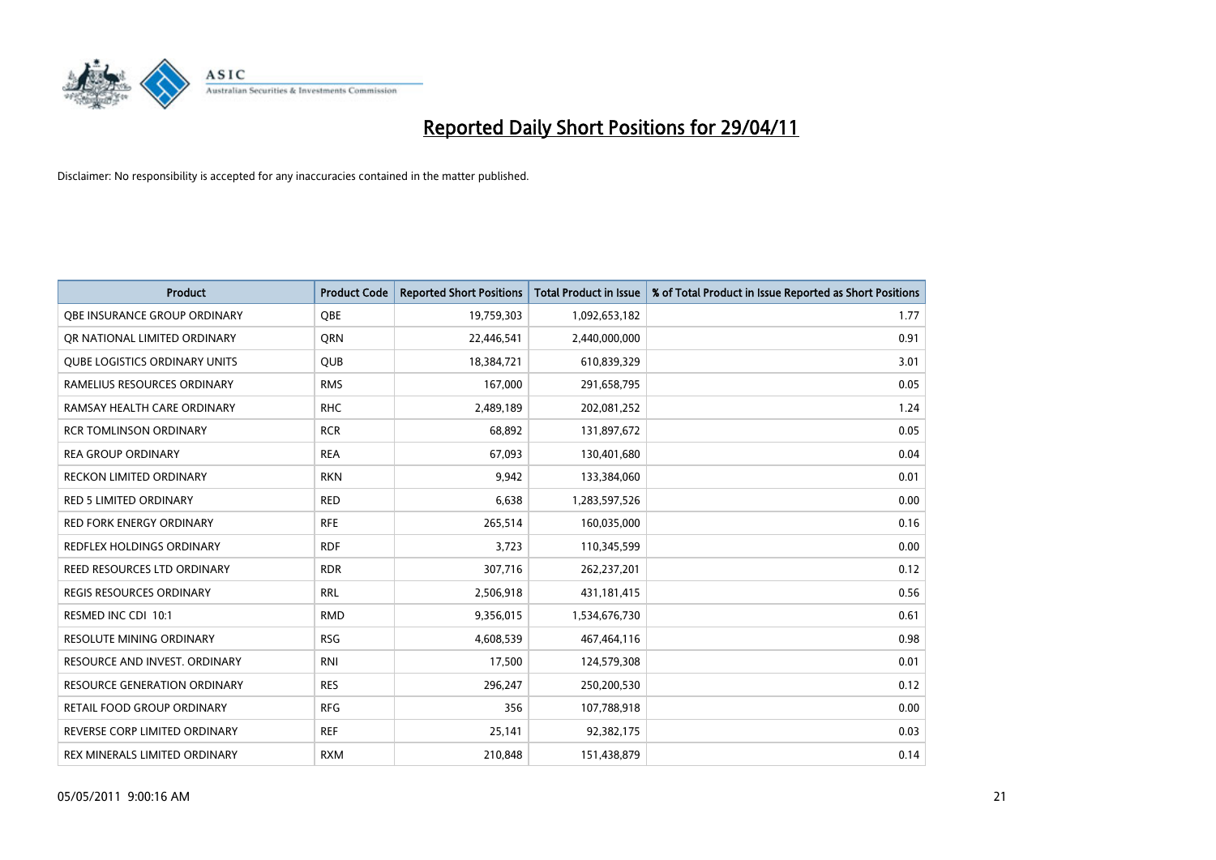# Reported Daily Short Positions for 29/04/11

Disclaimer: No responsibility is accepted for any inaccuracies contained in the matter published.

| Product | Product Code | Reported Short Positions | Total Product in Issue | % of Total Product in Issue Reported as Short Positions |
|---|---|---|---|---|
| QBE INSURANCE GROUP ORDINARY | QBE | 19,759,303 | 1,092,653,182 | 1.77 |
| QR NATIONAL LIMITED ORDINARY | QRN | 22,446,541 | 2,440,000,000 | 0.91 |
| QUBE LOGISTICS ORDINARY UNITS | QUB | 18,384,721 | 610,839,329 | 3.01 |
| RAMELIUS RESOURCES ORDINARY | RMS | 167,000 | 291,658,795 | 0.05 |
| RAMSAY HEALTH CARE ORDINARY | RHC | 2,489,189 | 202,081,252 | 1.24 |
| RCR TOMLINSON ORDINARY | RCR | 68,892 | 131,897,672 | 0.05 |
| REA GROUP ORDINARY | REA | 67,093 | 130,401,680 | 0.04 |
| RECKON LIMITED ORDINARY | RKN | 9,942 | 133,384,060 | 0.01 |
| RED 5 LIMITED ORDINARY | RED | 6,638 | 1,283,597,526 | 0.00 |
| RED FORK ENERGY ORDINARY | RFE | 265,514 | 160,035,000 | 0.16 |
| REDFLEX HOLDINGS ORDINARY | RDF | 3,723 | 110,345,599 | 0.00 |
| REED RESOURCES LTD ORDINARY | RDR | 307,716 | 262,237,201 | 0.12 |
| REGIS RESOURCES ORDINARY | RRL | 2,506,918 | 431,181,415 | 0.56 |
| RESMED INC CDI 10:1 | RMD | 9,356,015 | 1,534,676,730 | 0.61 |
| RESOLUTE MINING ORDINARY | RSG | 4,608,539 | 467,464,116 | 0.98 |
| RESOURCE AND INVEST. ORDINARY | RNI | 17,500 | 124,579,308 | 0.01 |
| RESOURCE GENERATION ORDINARY | RES | 296,247 | 250,200,530 | 0.12 |
| RETAIL FOOD GROUP ORDINARY | RFG | 356 | 107,788,918 | 0.00 |
| REVERSE CORP LIMITED ORDINARY | REF | 25,141 | 92,382,175 | 0.03 |
| REX MINERALS LIMITED ORDINARY | RXM | 210,848 | 151,438,879 | 0.14 |

05/05/2011 9:00:16 AM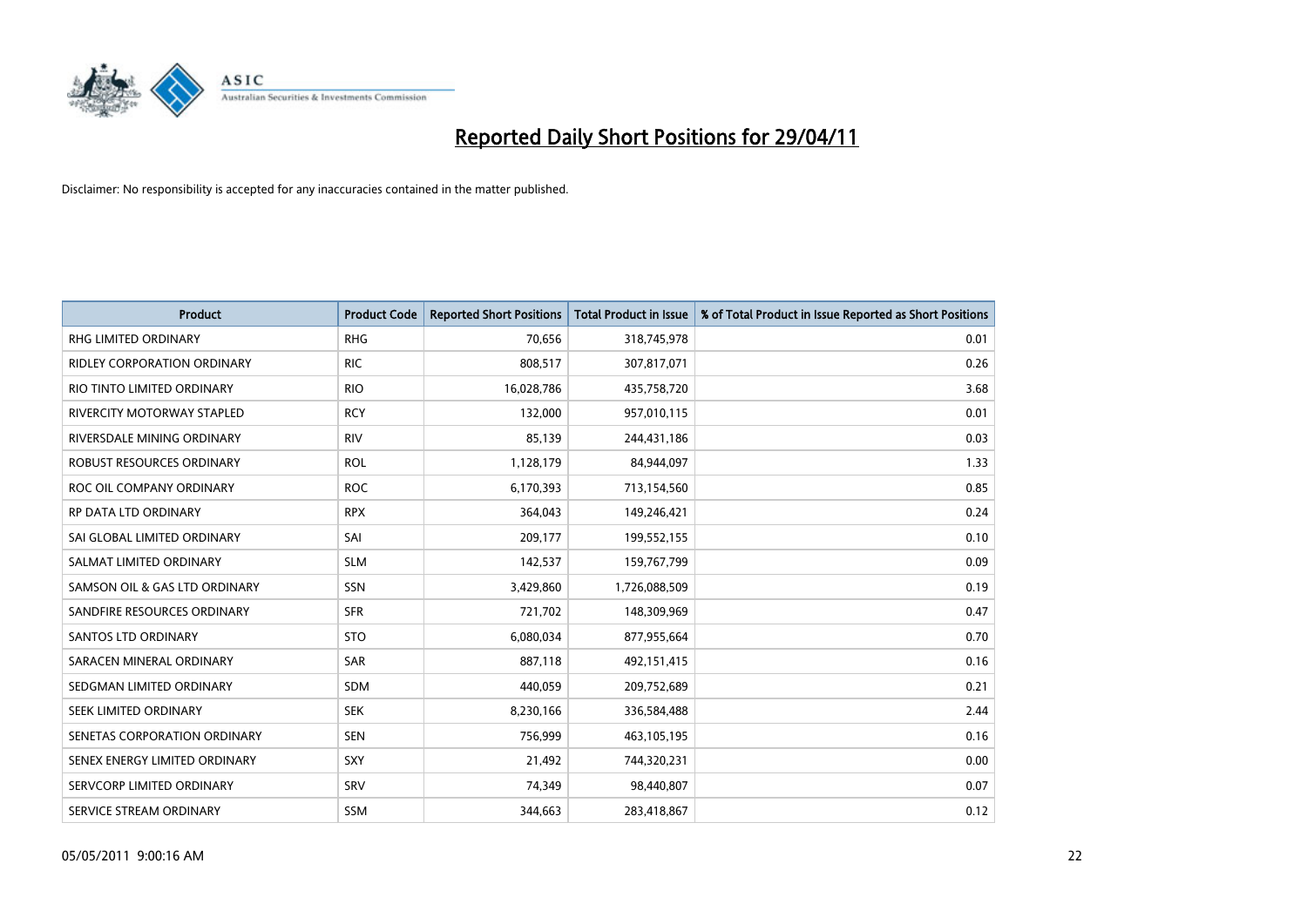# Reported Daily Short Positions for 29/04/11

Disclaimer: No responsibility is accepted for any inaccuracies contained in the matter published.

| Product | Product Code | Reported Short Positions | Total Product in Issue | % of Total Product in Issue Reported as Short Positions |
|---|---|---|---|---|
| RHG LIMITED ORDINARY | RHG | 70,656 | 318,745,978 | 0.01 |
| RIDLEY CORPORATION ORDINARY | RIC | 808,517 | 307,817,071 | 0.26 |
| RIO TINTO LIMITED ORDINARY | RIO | 16,028,786 | 435,758,720 | 3.68 |
| RIVERCITY MOTORWAY STAPLED | RCY | 132,000 | 957,010,115 | 0.01 |
| RIVERSDALE MINING ORDINARY | RIV | 85,139 | 244,431,186 | 0.03 |
| ROBUST RESOURCES ORDINARY | ROL | 1,128,179 | 84,944,097 | 1.33 |
| ROC OIL COMPANY ORDINARY | ROC | 6,170,393 | 713,154,560 | 0.85 |
| RP DATA LTD ORDINARY | RPX | 364,043 | 149,246,421 | 0.24 |
| SAI GLOBAL LIMITED ORDINARY | SAI | 209,177 | 199,552,155 | 0.10 |
| SALMAT LIMITED ORDINARY | SLM | 142,537 | 159,767,799 | 0.09 |
| SAMSON OIL & GAS LTD ORDINARY | SSN | 3,429,860 | 1,726,088,509 | 0.19 |
| SANDFIRE RESOURCES ORDINARY | SFR | 721,702 | 148,309,969 | 0.47 |
| SANTOS LTD ORDINARY | STO | 6,080,034 | 877,955,664 | 0.70 |
| SARACEN MINERAL ORDINARY | SAR | 887,118 | 492,151,415 | 0.16 |
| SEDGMAN LIMITED ORDINARY | SDM | 440,059 | 209,752,689 | 0.21 |
| SEEK LIMITED ORDINARY | SEK | 8,230,166 | 336,584,488 | 2.44 |
| SENETAS CORPORATION ORDINARY | SEN | 756,999 | 463,105,195 | 0.16 |
| SENEX ENERGY LIMITED ORDINARY | SXY | 21,492 | 744,320,231 | 0.00 |
| SERVCORP LIMITED ORDINARY | SRV | 74,349 | 98,440,807 | 0.07 |
| SERVICE STREAM ORDINARY | SSM | 344,663 | 283,418,867 | 0.12 |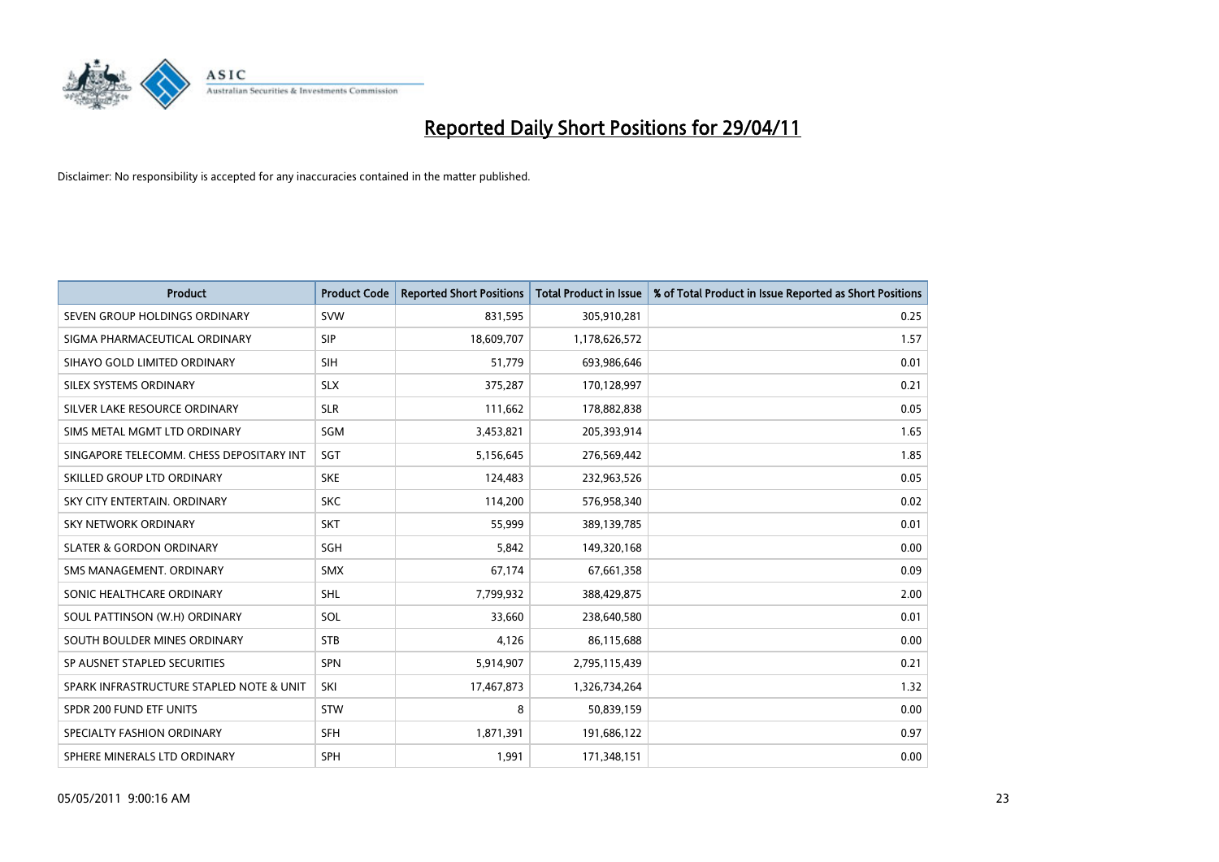# Reported Daily Short Positions for 29/04/11

Disclaimer: No responsibility is accepted for any inaccuracies contained in the matter published.

| Product | Product Code | Reported Short Positions | Total Product in Issue | % of Total Product in Issue Reported as Short Positions |
|---|---|---|---|---|
| SEVEN GROUP HOLDINGS ORDINARY | SVW | 831,595 | 305,910,281 | 0.25 |
| SIGMA PHARMACEUTICAL ORDINARY | SIP | 18,609,707 | 1,178,626,572 | 1.57 |
| SIHAYO GOLD LIMITED ORDINARY | SIH | 51,779 | 693,986,646 | 0.01 |
| SILEX SYSTEMS ORDINARY | SLX | 375,287 | 170,128,997 | 0.21 |
| SILVER LAKE RESOURCE ORDINARY | SLR | 111,662 | 178,882,838 | 0.05 |
| SIMS METAL MGMT LTD ORDINARY | SGM | 3,453,821 | 205,393,914 | 1.65 |
| SINGAPORE TELECOMM. CHESS DEPOSITARY INT | SGT | 5,156,645 | 276,569,442 | 1.85 |
| SKILLED GROUP LTD ORDINARY | SKE | 124,483 | 232,963,526 | 0.05 |
| SKY CITY ENTERTAIN. ORDINARY | SKC | 114,200 | 576,958,340 | 0.02 |
| SKY NETWORK ORDINARY | SKT | 55,999 | 389,139,785 | 0.01 |
| SLATER & GORDON ORDINARY | SGH | 5,842 | 149,320,168 | 0.00 |
| SMS MANAGEMENT. ORDINARY | SMX | 67,174 | 67,661,358 | 0.09 |
| SONIC HEALTHCARE ORDINARY | SHL | 7,799,932 | 388,429,875 | 2.00 |
| SOUL PATTINSON (W.H) ORDINARY | SOL | 33,660 | 238,640,580 | 0.01 |
| SOUTH BOULDER MINES ORDINARY | STB | 4,126 | 86,115,688 | 0.00 |
| SP AUSNET STAPLED SECURITIES | SPN | 5,914,907 | 2,795,115,439 | 0.21 |
| SPARK INFRASTRUCTURE STAPLED NOTE & UNIT | SKI | 17,467,873 | 1,326,734,264 | 1.32 |
| SPDR 200 FUND ETF UNITS | STW | 8 | 50,839,159 | 0.00 |
| SPECIALTY FASHION ORDINARY | SFH | 1,871,391 | 191,686,122 | 0.97 |
| SPHERE MINERALS LTD ORDINARY | SPH | 1,991 | 171,348,151 | 0.00 |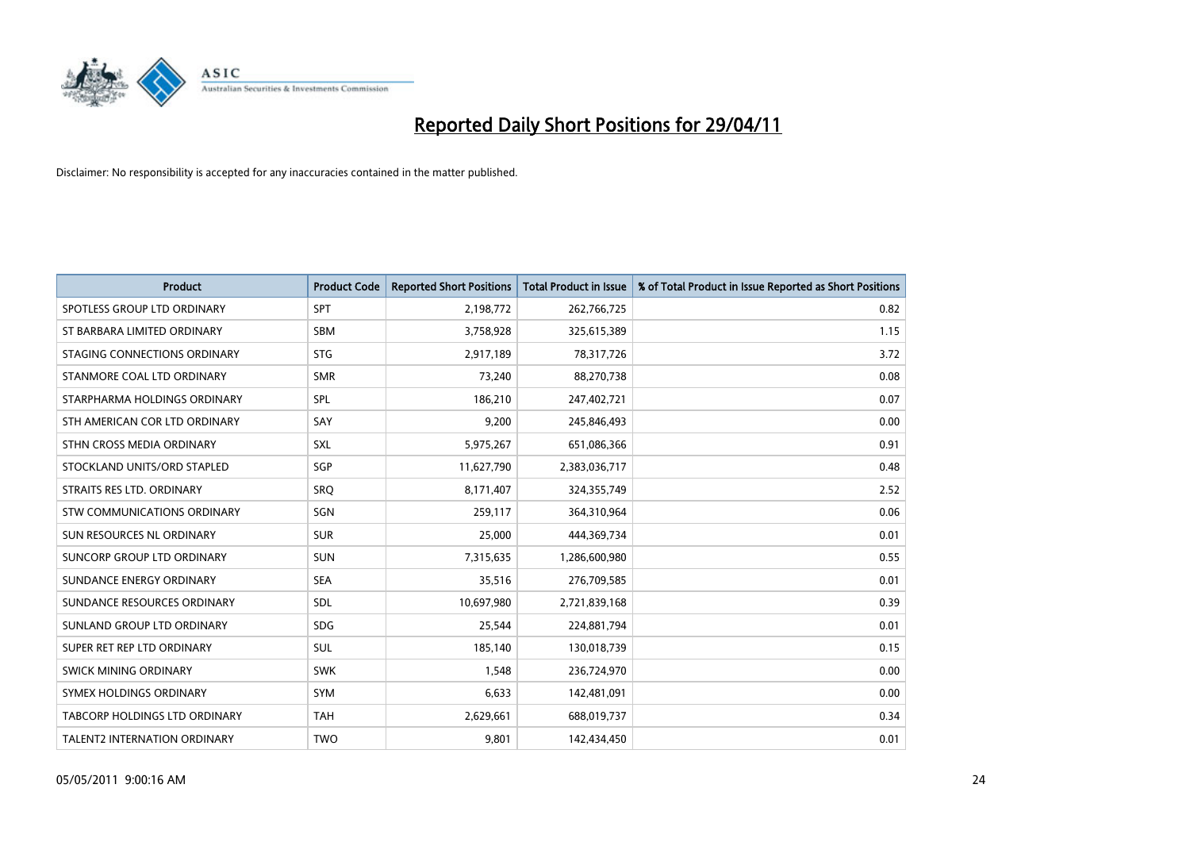# Reported Daily Short Positions for 29/04/11

Disclaimer: No responsibility is accepted for any inaccuracies contained in the matter published.

| Product | Product Code | Reported Short Positions | Total Product in Issue | % of Total Product in Issue Reported as Short Positions |
|---|---|---|---|---|
| SPOTLESS GROUP LTD ORDINARY | SPT | 2,198,772 | 262,766,725 | 0.82 |
| ST BARBARA LIMITED ORDINARY | SBM | 3,758,928 | 325,615,389 | 1.15 |
| STAGING CONNECTIONS ORDINARY | STG | 2,917,189 | 78,317,726 | 3.72 |
| STANMORE COAL LTD ORDINARY | SMR | 73,240 | 88,270,738 | 0.08 |
| STARPHARMA HOLDINGS ORDINARY | SPL | 186,210 | 247,402,721 | 0.07 |
| STH AMERICAN COR LTD ORDINARY | SAY | 9,200 | 245,846,493 | 0.00 |
| STHN CROSS MEDIA ORDINARY | SXL | 5,975,267 | 651,086,366 | 0.91 |
| STOCKLAND UNITS/ORD STAPLED | SGP | 11,627,790 | 2,383,036,717 | 0.48 |
| STRAITS RES LTD. ORDINARY | SRQ | 8,171,407 | 324,355,749 | 2.52 |
| STW COMMUNICATIONS ORDINARY | SGN | 259,117 | 364,310,964 | 0.06 |
| SUN RESOURCES NL ORDINARY | SUR | 25,000 | 444,369,734 | 0.01 |
| SUNCORP GROUP LTD ORDINARY | SUN | 7,315,635 | 1,286,600,980 | 0.55 |
| SUNDANCE ENERGY ORDINARY | SEA | 35,516 | 276,709,585 | 0.01 |
| SUNDANCE RESOURCES ORDINARY | SDL | 10,697,980 | 2,721,839,168 | 0.39 |
| SUNLAND GROUP LTD ORDINARY | SDG | 25,544 | 224,881,794 | 0.01 |
| SUPER RET REP LTD ORDINARY | SUL | 185,140 | 130,018,739 | 0.15 |
| SWICK MINING ORDINARY | SWK | 1,548 | 236,724,970 | 0.00 |
| SYMEX HOLDINGS ORDINARY | SYM | 6,633 | 142,481,091 | 0.00 |
| TABCORP HOLDINGS LTD ORDINARY | TAH | 2,629,661 | 688,019,737 | 0.34 |
| TALENT2 INTERNATION ORDINARY | TWO | 9,801 | 142,434,450 | 0.01 |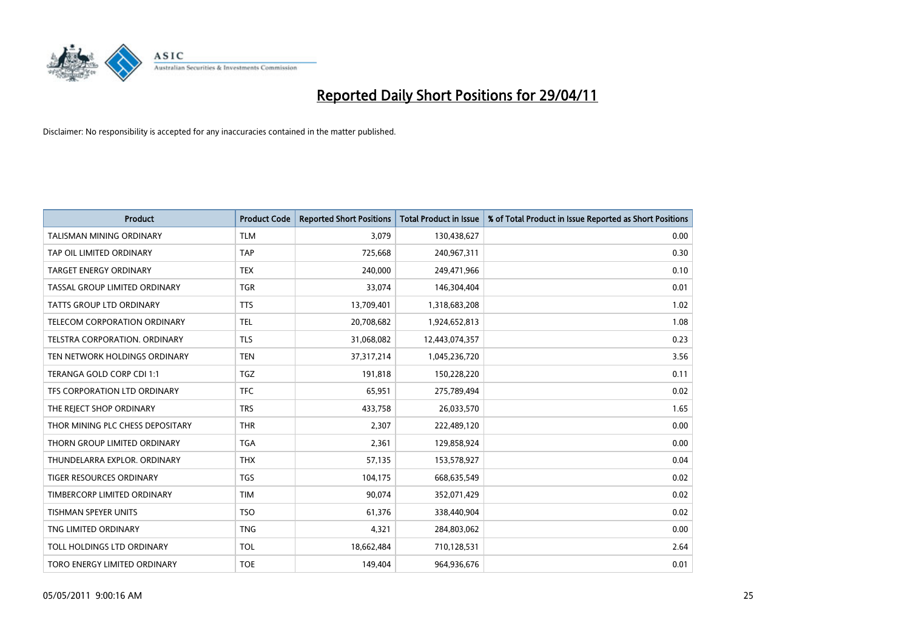# Reported Daily Short Positions for 29/04/11

Disclaimer: No responsibility is accepted for any inaccuracies contained in the matter published.

| Product | Product Code | Reported Short Positions | Total Product in Issue | % of Total Product in Issue Reported as Short Positions |
|---|---|---|---|---|
| TALISMAN MINING ORDINARY | TLM | 3,079 | 130,438,627 | 0.00 |
| TAP OIL LIMITED ORDINARY | TAP | 725,668 | 240,967,311 | 0.30 |
| TARGET ENERGY ORDINARY | TEX | 240,000 | 249,471,966 | 0.10 |
| TASSAL GROUP LIMITED ORDINARY | TGR | 33,074 | 146,304,404 | 0.01 |
| TATTS GROUP LTD ORDINARY | TTS | 13,709,401 | 1,318,683,208 | 1.02 |
| TELECOM CORPORATION ORDINARY | TEL | 20,708,682 | 1,924,652,813 | 1.08 |
| TELSTRA CORPORATION. ORDINARY | TLS | 31,068,082 | 12,443,074,357 | 0.23 |
| TEN NETWORK HOLDINGS ORDINARY | TEN | 37,317,214 | 1,045,236,720 | 3.56 |
| TERANGA GOLD CORP CDI 1:1 | TGZ | 191,818 | 150,228,220 | 0.11 |
| TFS CORPORATION LTD ORDINARY | TFC | 65,951 | 275,789,494 | 0.02 |
| THE REJECT SHOP ORDINARY | TRS | 433,758 | 26,033,570 | 1.65 |
| THOR MINING PLC CHESS DEPOSITARY | THR | 2,307 | 222,489,120 | 0.00 |
| THORN GROUP LIMITED ORDINARY | TGA | 2,361 | 129,858,924 | 0.00 |
| THUNDELARRA EXPLOR. ORDINARY | THX | 57,135 | 153,578,927 | 0.04 |
| TIGER RESOURCES ORDINARY | TGS | 104,175 | 668,635,549 | 0.02 |
| TIMBERCORP LIMITED ORDINARY | TIM | 90,074 | 352,071,429 | 0.02 |
| TISHMAN SPEYER UNITS | TSO | 61,376 | 338,440,904 | 0.02 |
| TNG LIMITED ORDINARY | TNG | 4,321 | 284,803,062 | 0.00 |
| TOLL HOLDINGS LTD ORDINARY | TOL | 18,662,484 | 710,128,531 | 2.64 |
| TORO ENERGY LIMITED ORDINARY | TOE | 149,404 | 964,936,676 | 0.01 |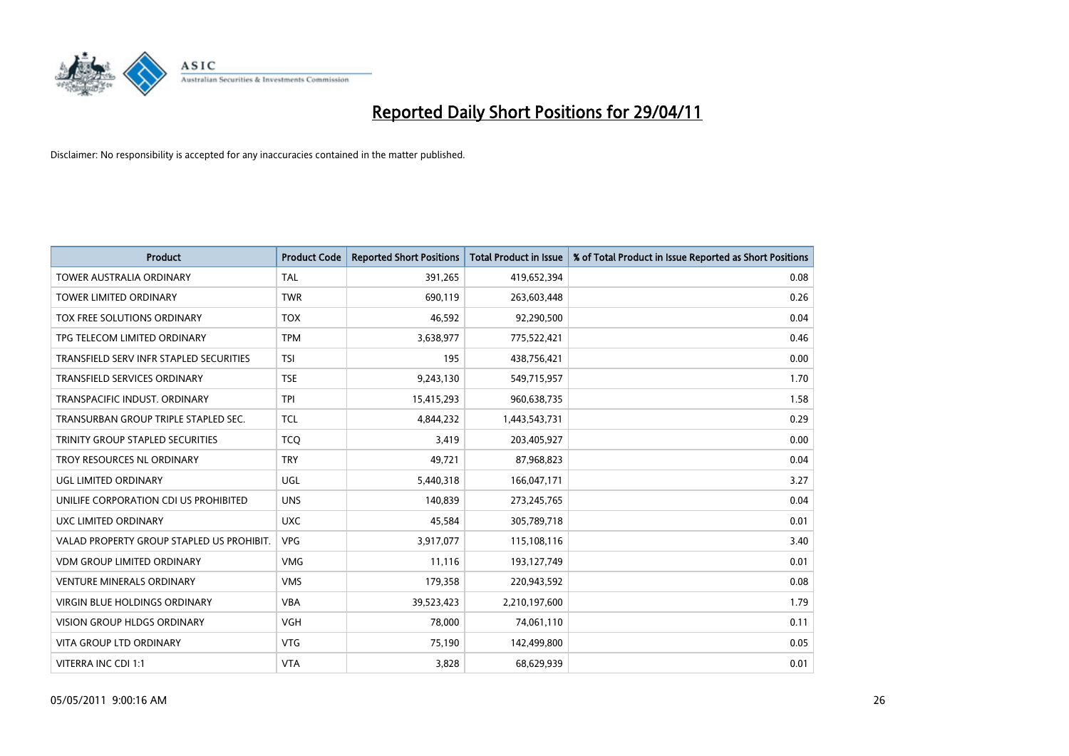# Reported Daily Short Positions for 29/04/11

Disclaimer: No responsibility is accepted for any inaccuracies contained in the matter published.

| Product | Product Code | Reported Short Positions | Total Product in Issue | % of Total Product in Issue Reported as Short Positions |
|---|---|---|---|---|
| TOWER AUSTRALIA ORDINARY | TAL | 391,265 | 419,652,394 | 0.08 |
| TOWER LIMITED ORDINARY | TWR | 690,119 | 263,603,448 | 0.26 |
| TOX FREE SOLUTIONS ORDINARY | TOX | 46,592 | 92,290,500 | 0.04 |
| TPG TELECOM LIMITED ORDINARY | TPM | 3,638,977 | 775,522,421 | 0.46 |
| TRANSFIELD SERV INFR STAPLED SECURITIES | TSI | 195 | 438,756,421 | 0.00 |
| TRANSFIELD SERVICES ORDINARY | TSE | 9,243,130 | 549,715,957 | 1.70 |
| TRANSPACIFIC INDUST. ORDINARY | TPI | 15,415,293 | 960,638,735 | 1.58 |
| TRANSURBAN GROUP TRIPLE STAPLED SEC. | TCL | 4,844,232 | 1,443,543,731 | 0.29 |
| TRINITY GROUP STAPLED SECURITIES | TCQ | 3,419 | 203,405,927 | 0.00 |
| TROY RESOURCES NL ORDINARY | TRY | 49,721 | 87,968,823 | 0.04 |
| UGL LIMITED ORDINARY | UGL | 5,440,318 | 166,047,171 | 3.27 |
| UNILIFE CORPORATION CDI US PROHIBITED | UNS | 140,839 | 273,245,765 | 0.04 |
| UXC LIMITED ORDINARY | UXC | 45,584 | 305,789,718 | 0.01 |
| VALAD PROPERTY GROUP STAPLED US PROHIBIT. | VPG | 3,917,077 | 115,108,116 | 3.40 |
| VDM GROUP LIMITED ORDINARY | VMG | 11,116 | 193,127,749 | 0.01 |
| VENTURE MINERALS ORDINARY | VMS | 179,358 | 220,943,592 | 0.08 |
| VIRGIN BLUE HOLDINGS ORDINARY | VBA | 39,523,423 | 2,210,197,600 | 1.79 |
| VISION GROUP HLDGS ORDINARY | VGH | 78,000 | 74,061,110 | 0.11 |
| VITA GROUP LTD ORDINARY | VTG | 75,190 | 142,499,800 | 0.05 |
| VITERRA INC CDI 1:1 | VTA | 3,828 | 68,629,939 | 0.01 |

05/05/2011 9:00:16 AM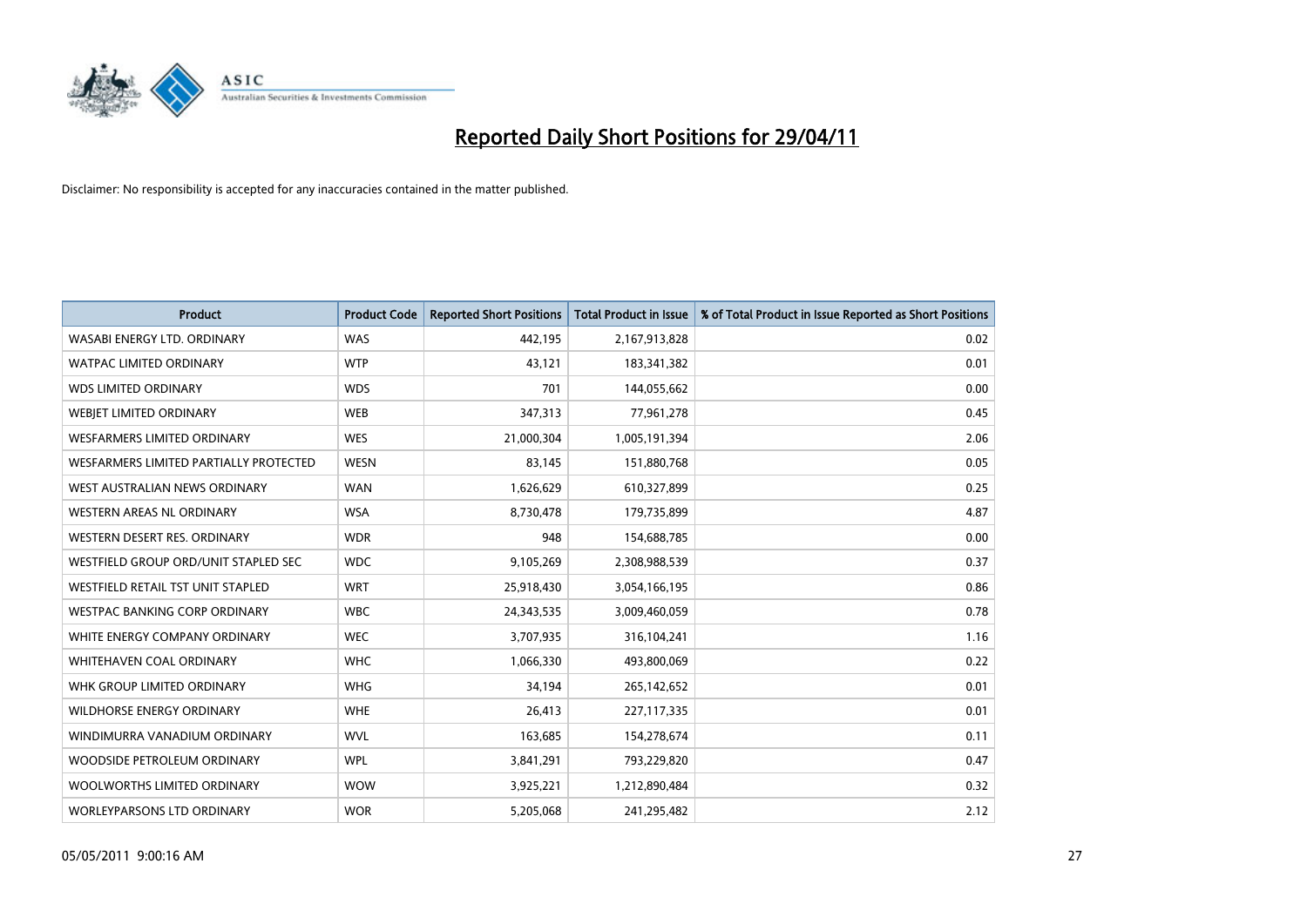# Reported Daily Short Positions for 29/04/11

Disclaimer: No responsibility is accepted for any inaccuracies contained in the matter published.

| Product | Product Code | Reported Short Positions | Total Product in Issue | % of Total Product in Issue Reported as Short Positions |
|---|---|---|---|---|
| WASABI ENERGY LTD. ORDINARY | WAS | 442,195 | 2,167,913,828 | 0.02 |
| WATPAC LIMITED ORDINARY | WTP | 43,121 | 183,341,382 | 0.01 |
| WDS LIMITED ORDINARY | WDS | 701 | 144,055,662 | 0.00 |
| WEBJET LIMITED ORDINARY | WEB | 347,313 | 77,961,278 | 0.45 |
| WESFARMERS LIMITED ORDINARY | WES | 21,000,304 | 1,005,191,394 | 2.06 |
| WESFARMERS LIMITED PARTIALLY PROTECTED | WESN | 83,145 | 151,880,768 | 0.05 |
| WEST AUSTRALIAN NEWS ORDINARY | WAN | 1,626,629 | 610,327,899 | 0.25 |
| WESTERN AREAS NL ORDINARY | WSA | 8,730,478 | 179,735,899 | 4.87 |
| WESTERN DESERT RES. ORDINARY | WDR | 948 | 154,688,785 | 0.00 |
| WESTFIELD GROUP ORD/UNIT STAPLED SEC | WDC | 9,105,269 | 2,308,988,539 | 0.37 |
| WESTFIELD RETAIL TST UNIT STAPLED | WRT | 25,918,430 | 3,054,166,195 | 0.86 |
| WESTPAC BANKING CORP ORDINARY | WBC | 24,343,535 | 3,009,460,059 | 0.78 |
| WHITE ENERGY COMPANY ORDINARY | WEC | 3,707,935 | 316,104,241 | 1.16 |
| WHITEHAVEN COAL ORDINARY | WHC | 1,066,330 | 493,800,069 | 0.22 |
| WHK GROUP LIMITED ORDINARY | WHG | 34,194 | 265,142,652 | 0.01 |
| WILDHORSE ENERGY ORDINARY | WHE | 26,413 | 227,117,335 | 0.01 |
| WINDIMURRA VANADIUM ORDINARY | WVL | 163,685 | 154,278,674 | 0.11 |
| WOODSIDE PETROLEUM ORDINARY | WPL | 3,841,291 | 793,229,820 | 0.47 |
| WOOLWORTHS LIMITED ORDINARY | WOW | 3,925,221 | 1,212,890,484 | 0.32 |
| WORLEYPARSONS LTD ORDINARY | WOR | 5,205,068 | 241,295,482 | 2.12 |

05/05/2011 9:00:16 AM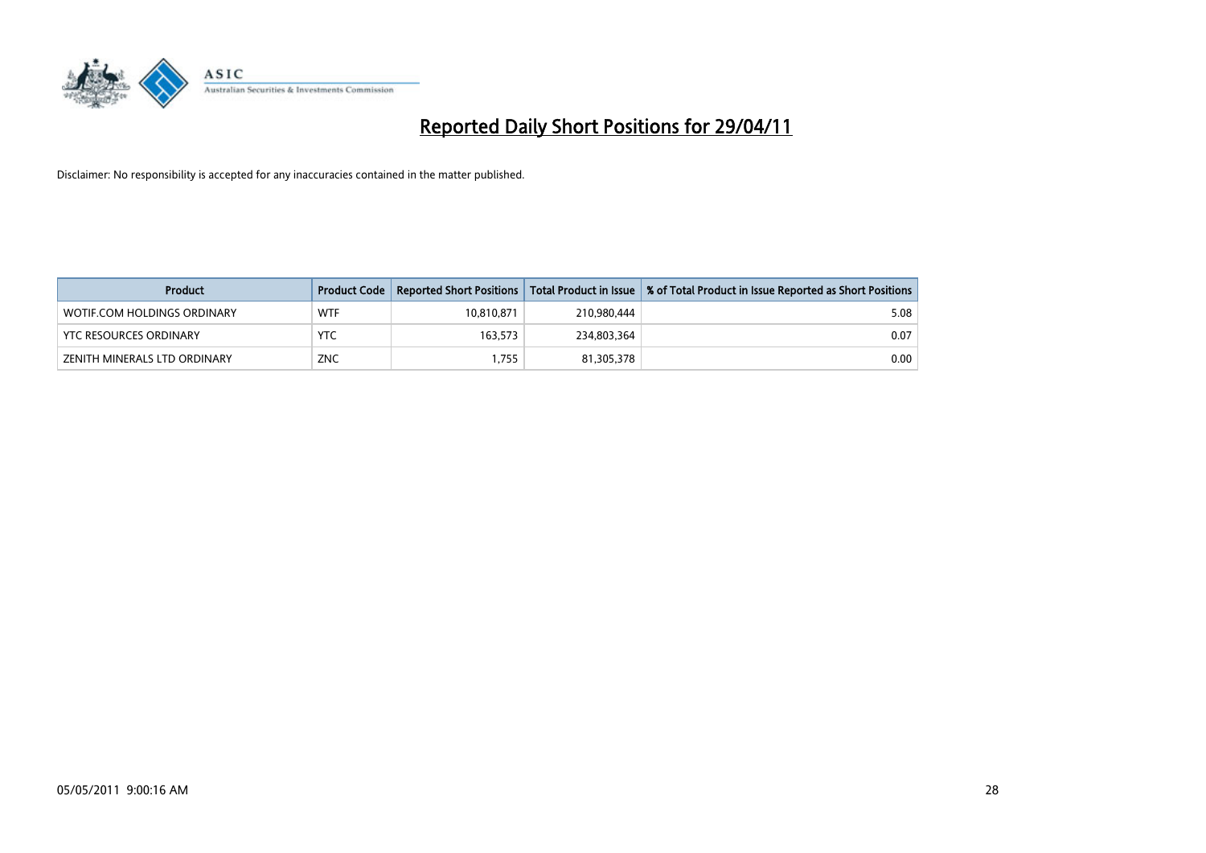# Reported Daily Short Positions for 29/04/11

Disclaimer: No responsibility is accepted for any inaccuracies contained in the matter published.

| Product | Product Code | Reported Short Positions | Total Product in Issue | % of Total Product in Issue Reported as Short Positions |
|---|---|---|---|---|
| WOTIF.COM HOLDINGS ORDINARY | WTF | 10,810,871 | 210,980,444 | 5.08 |
| YTC RESOURCES ORDINARY | YTC | 163,573 | 234,803,364 | 0.07 |
| ZENITH MINERALS LTD ORDINARY | ZNC | 1,755 | 81,305,378 | 0.00 |

05/05/2011 9:00:16 AM